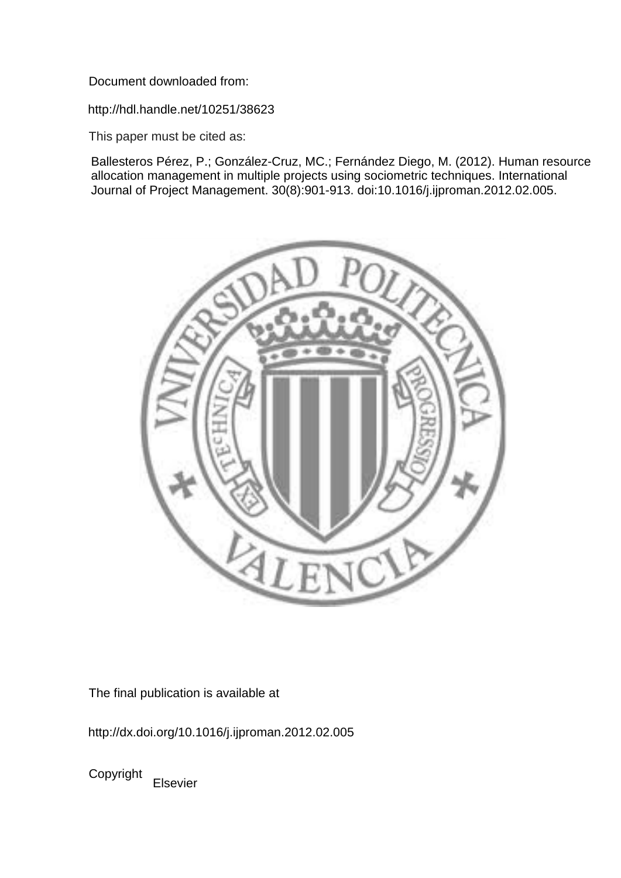Document downloaded from:

http://hdl.handle.net/10251/38623

This paper must be cited as:

Ballesteros Pérez, P.; González-Cruz, MC.; Fernández Diego, M. (2012). Human resource allocation management in multiple projects using sociometric techniques. International Journal of Project Management. 30(8):901-913. doi:10.1016/j.ijproman.2012.02.005.

The final publication is available at

http://dx.doi.org/10.1016/j.ijproman.2012.02.005

Copyright Elsevier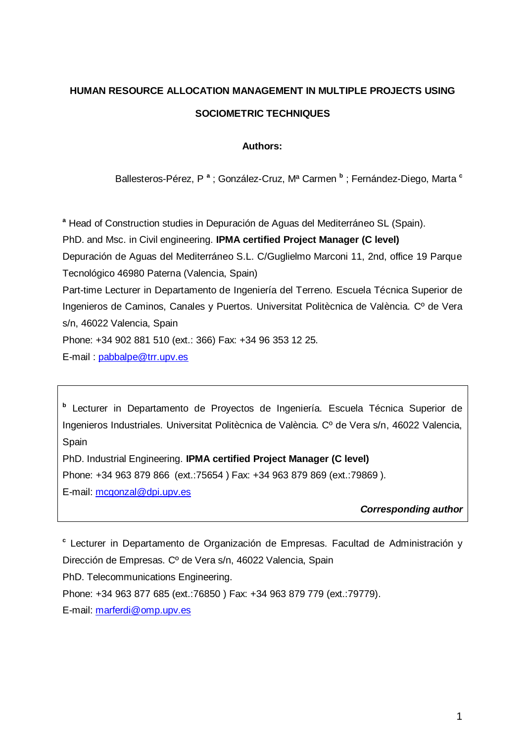# HUMAN RESOURCE ALLOCATION MANAGEMENT IN MULTIPLE PROJECTS USING SOCIOMETRIC TECHNIQUES

**Authors:**

Ballesteros-Pérez, P [a] ; González-Cruz, Mª Carmen [b] ; Fernández-Diego, Marta [c]

[a] Head of Construction studies in Depuración de Aguas del Mediterráneo SL (Spain).
PhD. and Msc. in Civil engineering. **IPMA certified Project Manager (C level)**
Depuración de Aguas del Mediterráneo S.L. C/Guglielmo Marconi 11, 2nd, office 19 Parque Tecnológico 46980 Paterna (Valencia, Spain)
Part-time Lecturer in Departamento de Ingeniería del Terreno. Escuela Técnica Superior de Ingenieros de Caminos, Canales y Puertos. Universitat Politècnica de València. Cº de Vera s/n, 46022 Valencia, Spain
Phone: +34 902 881 510 (ext.: 366) Fax: +34 96 353 12 25.
E-mail : pabbalpe@trr.upv.es

[b] Lecturer in Departamento de Proyectos de Ingeniería. Escuela Técnica Superior de Ingenieros Industriales. Universitat Politècnica de València. Cº de Vera s/n, 46022 Valencia, Spain
PhD. Industrial Engineering. **IPMA certified Project Manager (C level)**
Phone: +34 963 879 866 (ext.:75654 ) Fax: +34 963 879 869 (ext.:79869 ).
E-mail: mcgonzal@dpi.upv.es

***Corresponding author***

[c] Lecturer in Departamento de Organización de Empresas. Facultad de Administración y Dirección de Empresas. Cº de Vera s/n, 46022 Valencia, Spain
PhD. Telecommunications Engineering.
Phone: +34 963 877 685 (ext.:76850 ) Fax: +34 963 879 779 (ext.:79779).
E-mail: marferdi@omp.upv.es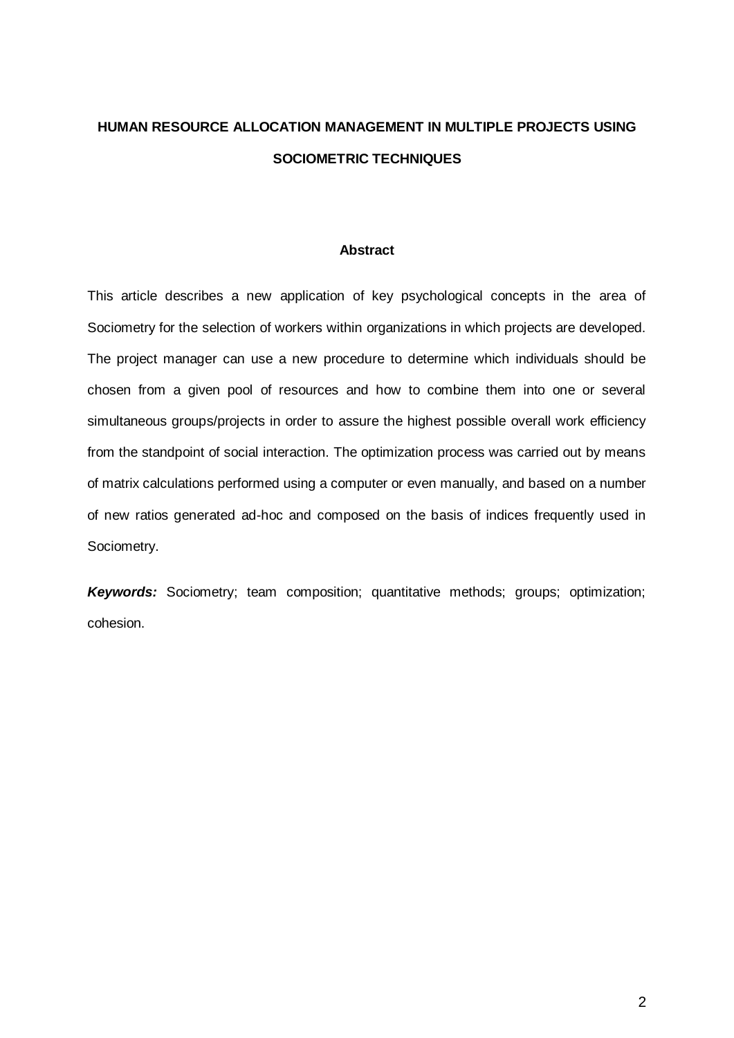# HUMAN RESOURCE ALLOCATION MANAGEMENT IN MULTIPLE PROJECTS USING SOCIOMETRIC TECHNIQUES

## Abstract

This article describes a new application of key psychological concepts in the area of Sociometry for the selection of workers within organizations in which projects are developed. The project manager can use a new procedure to determine which individuals should be chosen from a given pool of resources and how to combine them into one or several simultaneous groups/projects in order to assure the highest possible overall work efficiency from the standpoint of social interaction. The optimization process was carried out by means of matrix calculations performed using a computer or even manually, and based on a number of new ratios generated ad-hoc and composed on the basis of indices frequently used in Sociometry.

***Keywords:*** Sociometry; team composition; quantitative methods; groups; optimization; cohesion.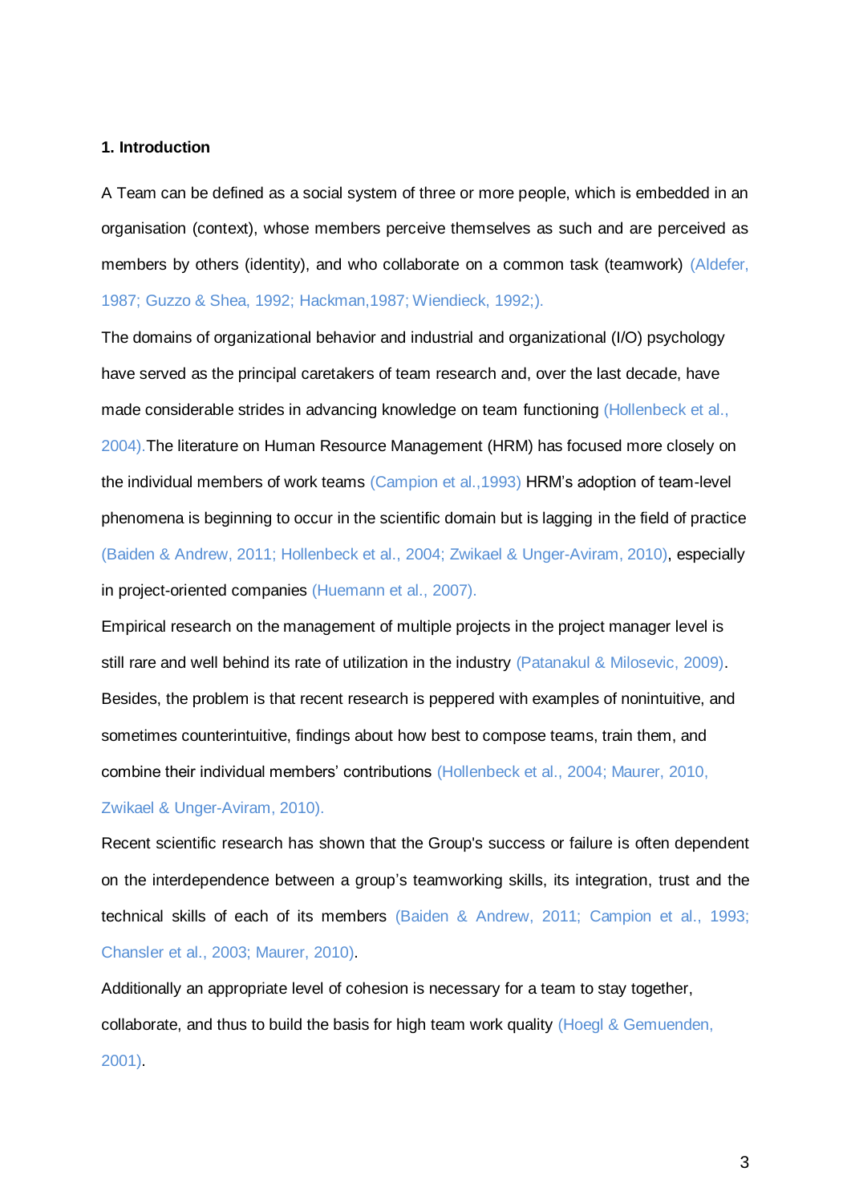**1. Introduction**

A Team can be defined as a social system of three or more people, which is embedded in an organisation (context), whose members perceive themselves as such and are perceived as members by others (identity), and who collaborate on a common task (teamwork) (Aldefer, 1987; Guzzo & Shea, 1992; Hackman,1987; Wiendieck, 1992;).

The domains of organizational behavior and industrial and organizational (I/O) psychology have served as the principal caretakers of team research and, over the last decade, have made considerable strides in advancing knowledge on team functioning (Hollenbeck et al., 2004).The literature on Human Resource Management (HRM) has focused more closely on the individual members of work teams (Campion et al.,1993) HRM's adoption of team-level phenomena is beginning to occur in the scientific domain but is lagging in the field of practice (Baiden & Andrew, 2011; Hollenbeck et al., 2004; Zwikael & Unger-Aviram, 2010), especially in project-oriented companies (Huemann et al., 2007).

Empirical research on the management of multiple projects in the project manager level is still rare and well behind its rate of utilization in the industry (Patanakul & Milosevic, 2009). Besides, the problem is that recent research is peppered with examples of nonintuitive, and sometimes counterintuitive, findings about how best to compose teams, train them, and combine their individual members' contributions (Hollenbeck et al., 2004; Maurer, 2010, Zwikael & Unger-Aviram, 2010).

Recent scientific research has shown that the Group's success or failure is often dependent on the interdependence between a group's teamworking skills, its integration, trust and the technical skills of each of its members (Baiden & Andrew, 2011; Campion et al., 1993; Chansler et al., 2003; Maurer, 2010).

Additionally an appropriate level of cohesion is necessary for a team to stay together, collaborate, and thus to build the basis for high team work quality (Hoegl & Gemuenden, 2001).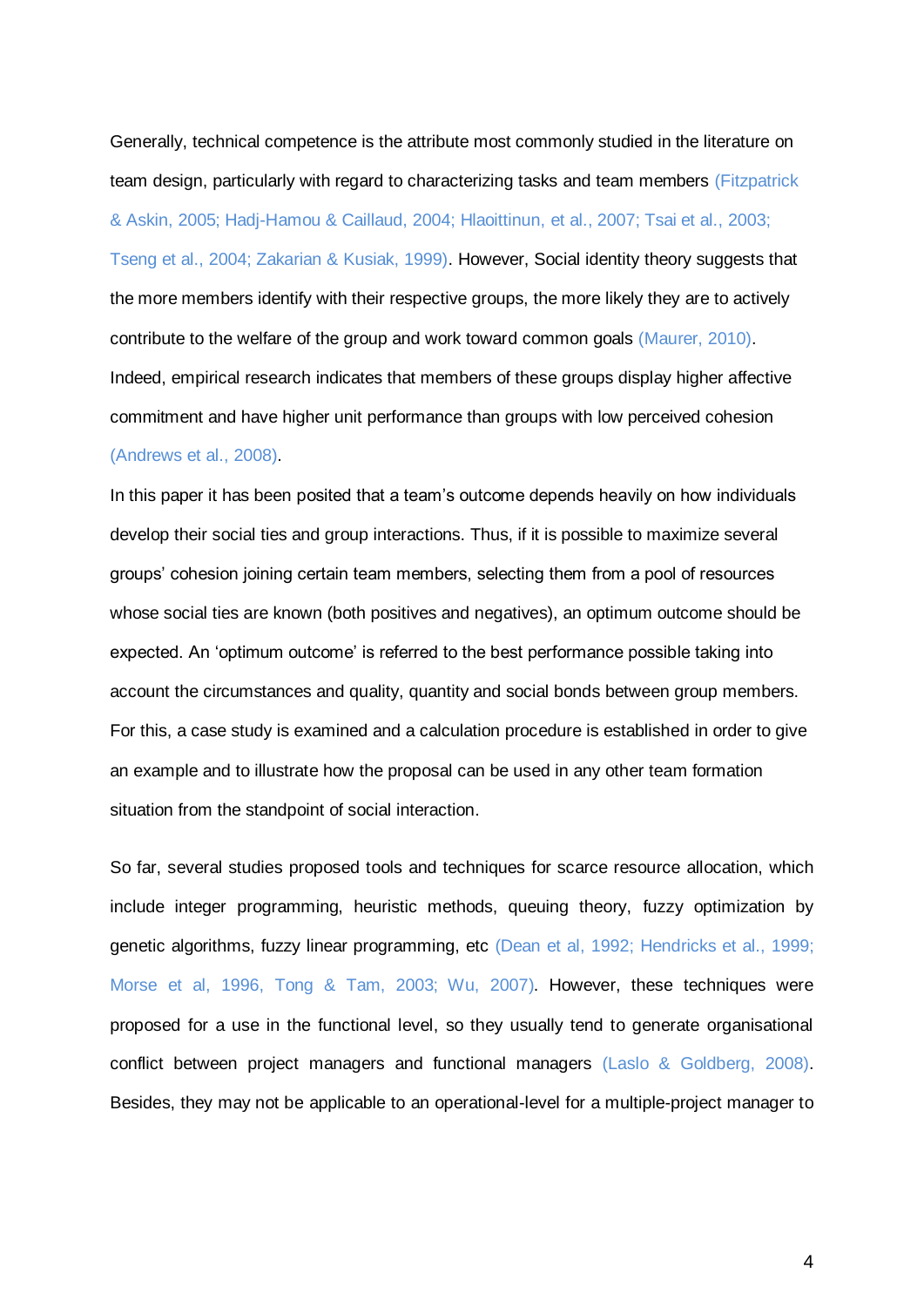Generally, technical competence is the attribute most commonly studied in the literature on team design, particularly with regard to characterizing tasks and team members (Fitzpatrick & Askin, 2005; Hadj-Hamou & Caillaud, 2004; Hlaoittinun, et al., 2007; Tsai et al., 2003; Tseng et al., 2004; Zakarian & Kusiak, 1999). However, Social identity theory suggests that the more members identify with their respective groups, the more likely they are to actively contribute to the welfare of the group and work toward common goals (Maurer, 2010). Indeed, empirical research indicates that members of these groups display higher affective commitment and have higher unit performance than groups with low perceived cohesion (Andrews et al., 2008).

In this paper it has been posited that a team's outcome depends heavily on how individuals develop their social ties and group interactions. Thus, if it is possible to maximize several groups' cohesion joining certain team members, selecting them from a pool of resources whose social ties are known (both positives and negatives), an optimum outcome should be expected. An 'optimum outcome' is referred to the best performance possible taking into account the circumstances and quality, quantity and social bonds between group members. For this, a case study is examined and a calculation procedure is established in order to give an example and to illustrate how the proposal can be used in any other team formation situation from the standpoint of social interaction.

So far, several studies proposed tools and techniques for scarce resource allocation, which include integer programming, heuristic methods, queuing theory, fuzzy optimization by genetic algorithms, fuzzy linear programming, etc (Dean et al, 1992; Hendricks et al., 1999; Morse et al, 1996, Tong & Tam, 2003; Wu, 2007). However, these techniques were proposed for a use in the functional level, so they usually tend to generate organisational conflict between project managers and functional managers (Laslo & Goldberg, 2008). Besides, they may not be applicable to an operational-level for a multiple-project manager to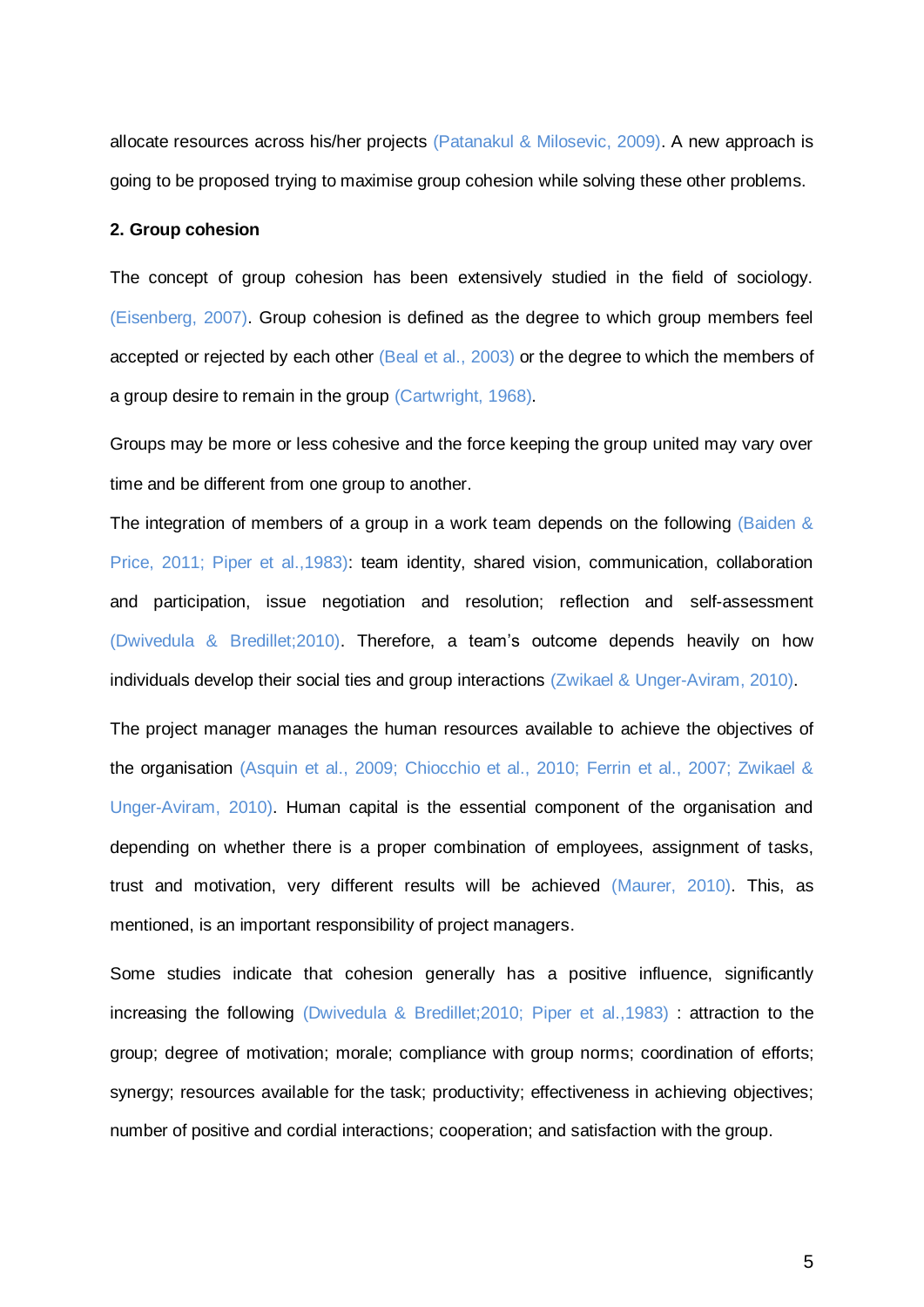allocate resources across his/her projects (Patanakul & Milosevic, 2009). A new approach is going to be proposed trying to maximise group cohesion while solving these other problems.

## 2. Group cohesion

The concept of group cohesion has been extensively studied in the field of sociology. (Eisenberg, 2007). Group cohesion is defined as the degree to which group members feel accepted or rejected by each other (Beal et al., 2003) or the degree to which the members of a group desire to remain in the group (Cartwright, 1968).

Groups may be more or less cohesive and the force keeping the group united may vary over time and be different from one group to another.

The integration of members of a group in a work team depends on the following (Baiden & Price, 2011; Piper et al.,1983): team identity, shared vision, communication, collaboration and participation, issue negotiation and resolution; reflection and self-assessment (Dwivedula & Bredillet;2010). Therefore, a team's outcome depends heavily on how individuals develop their social ties and group interactions (Zwikael & Unger-Aviram, 2010).

The project manager manages the human resources available to achieve the objectives of the organisation (Asquin et al., 2009; Chiocchio et al., 2010; Ferrin et al., 2007; Zwikael & Unger-Aviram, 2010). Human capital is the essential component of the organisation and depending on whether there is a proper combination of employees, assignment of tasks, trust and motivation, very different results will be achieved (Maurer, 2010). This, as mentioned, is an important responsibility of project managers.

Some studies indicate that cohesion generally has a positive influence, significantly increasing the following (Dwivedula & Bredillet;2010; Piper et al.,1983) : attraction to the group; degree of motivation; morale; compliance with group norms; coordination of efforts; synergy; resources available for the task; productivity; effectiveness in achieving objectives; number of positive and cordial interactions; cooperation; and satisfaction with the group.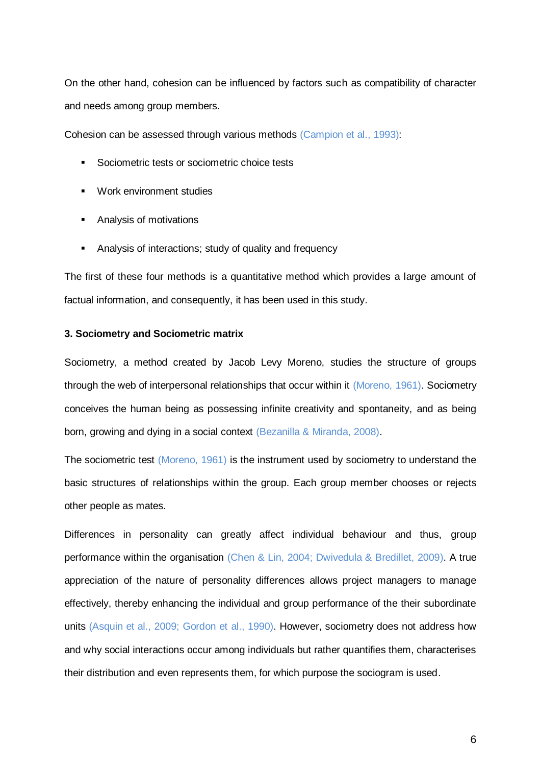On the other hand, cohesion can be influenced by factors such as compatibility of character and needs among group members.

Cohesion can be assessed through various methods (Campion et al., 1993):

- Sociometric tests or sociometric choice tests
- Work environment studies
- Analysis of motivations
- Analysis of interactions; study of quality and frequency

The first of these four methods is a quantitative method which provides a large amount of factual information, and consequently, it has been used in this study.

### 3. Sociometry and Sociometric matrix

Sociometry, a method created by Jacob Levy Moreno, studies the structure of groups through the web of interpersonal relationships that occur within it (Moreno, 1961). Sociometry conceives the human being as possessing infinite creativity and spontaneity, and as being born, growing and dying in a social context (Bezanilla & Miranda, 2008).

The sociometric test (Moreno, 1961) is the instrument used by sociometry to understand the basic structures of relationships within the group. Each group member chooses or rejects other people as mates.

Differences in personality can greatly affect individual behaviour and thus, group performance within the organisation (Chen & Lin, 2004; Dwivedula & Bredillet, 2009). A true appreciation of the nature of personality differences allows project managers to manage effectively, thereby enhancing the individual and group performance of the their subordinate units (Asquin et al., 2009; Gordon et al., 1990). However, sociometry does not address how and why social interactions occur among individuals but rather quantifies them, characterises their distribution and even represents them, for which purpose the sociogram is used.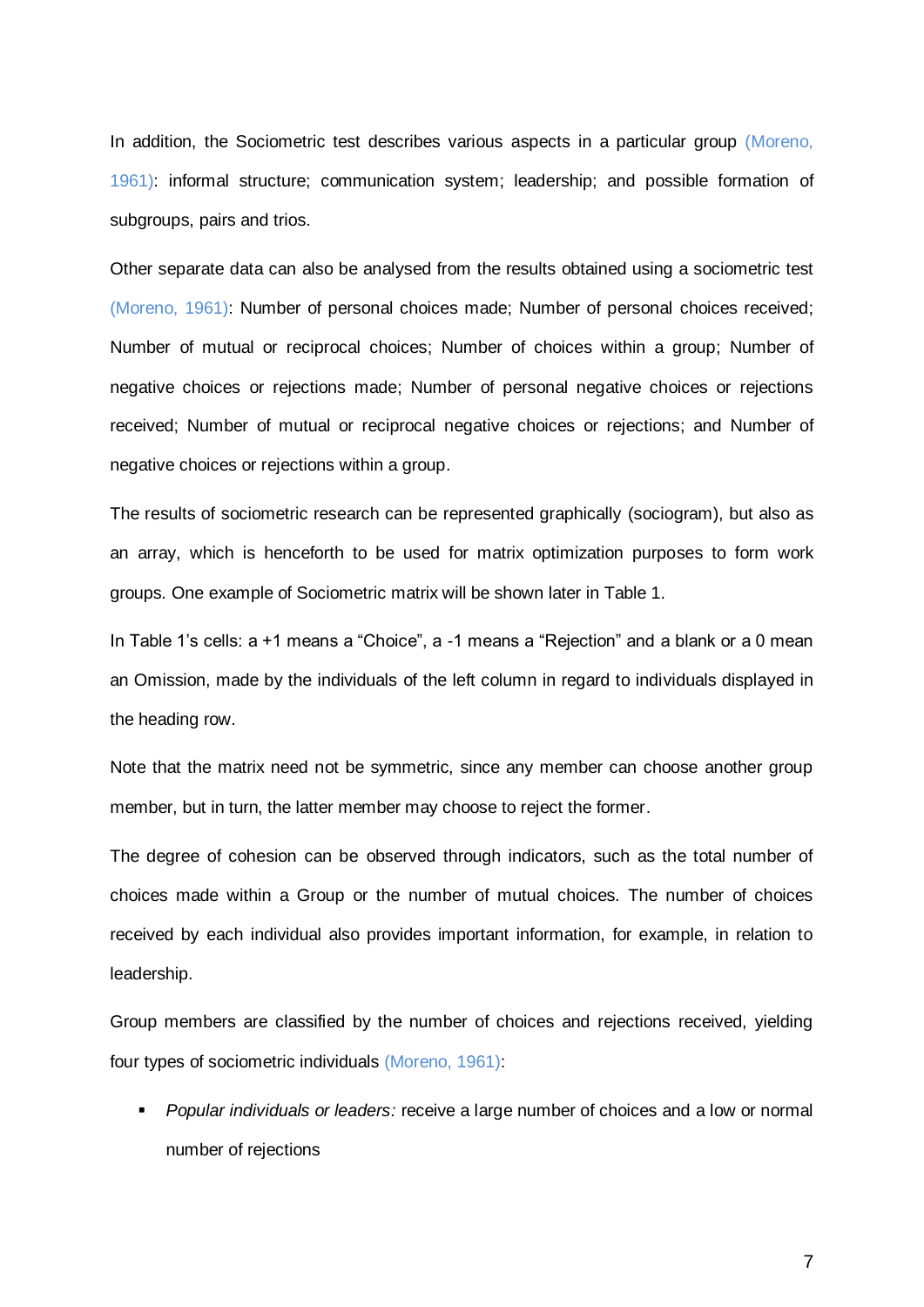In addition, the Sociometric test describes various aspects in a particular group (Moreno, 1961): informal structure; communication system; leadership; and possible formation of subgroups, pairs and trios.

Other separate data can also be analysed from the results obtained using a sociometric test (Moreno, 1961): Number of personal choices made; Number of personal choices received; Number of mutual or reciprocal choices; Number of choices within a group; Number of negative choices or rejections made; Number of personal negative choices or rejections received; Number of mutual or reciprocal negative choices or rejections; and Number of negative choices or rejections within a group.

The results of sociometric research can be represented graphically (sociogram), but also as an array, which is henceforth to be used for matrix optimization purposes to form work groups. One example of Sociometric matrix will be shown later in Table 1.

In Table 1's cells: a +1 means a "Choice", a -1 means a "Rejection" and a blank or a 0 mean an Omission, made by the individuals of the left column in regard to individuals displayed in the heading row.

Note that the matrix need not be symmetric, since any member can choose another group member, but in turn, the latter member may choose to reject the former.

The degree of cohesion can be observed through indicators, such as the total number of choices made within a Group or the number of mutual choices. The number of choices received by each individual also provides important information, for example, in relation to leadership.

Group members are classified by the number of choices and rejections received, yielding four types of sociometric individuals (Moreno, 1961):

- *Popular individuals or leaders:* receive a large number of choices and a low or normal number of rejections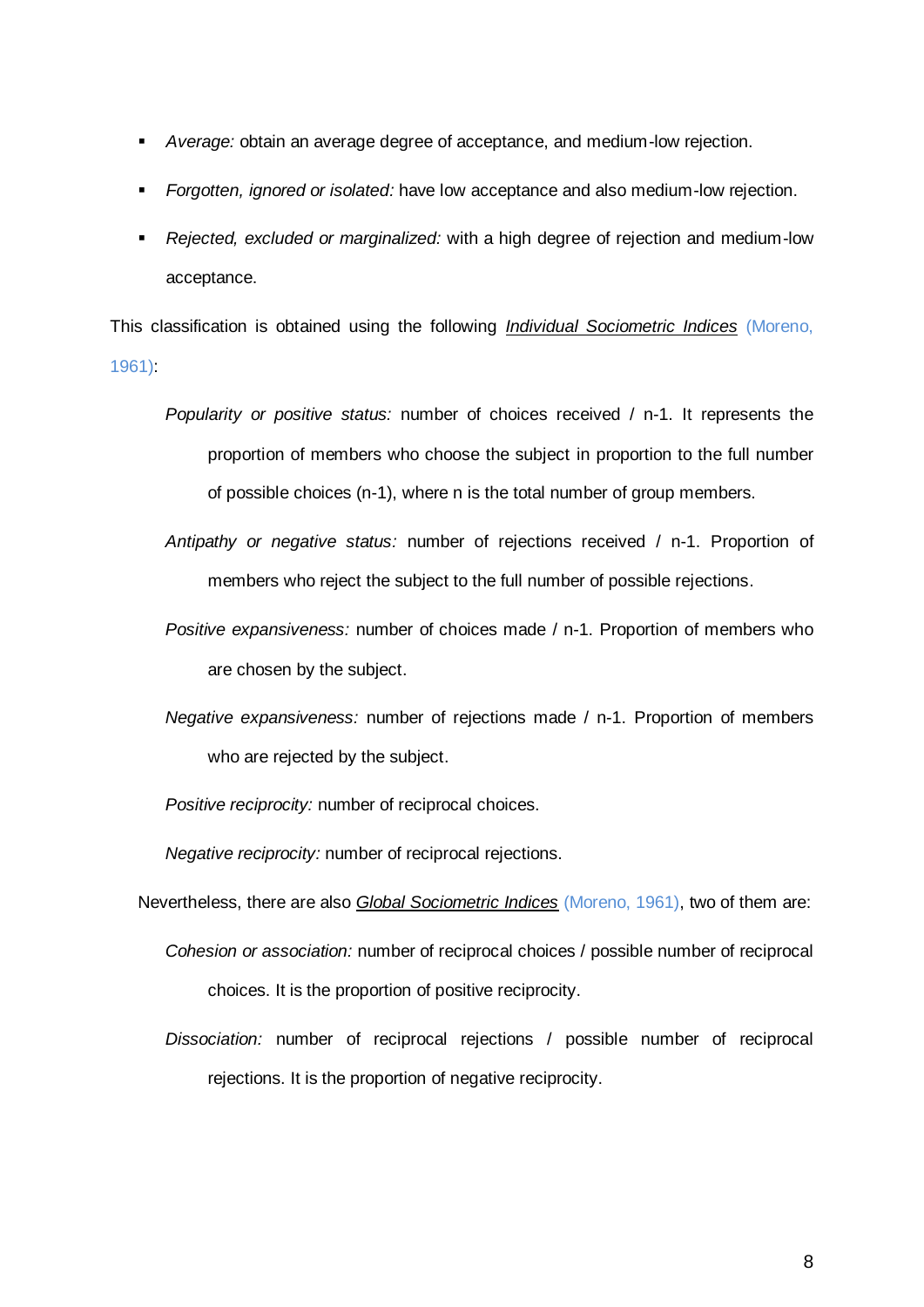- *Average:* obtain an average degree of acceptance, and medium-low rejection.
- *Forgotten, ignored or isolated:* have low acceptance and also medium-low rejection.
- *Rejected, excluded or marginalized:* with a high degree of rejection and medium-low acceptance.

This classification is obtained using the following *Individual Sociometric Indices* (Moreno, 1961):

*Popularity or positive status:* number of choices received / n-1. It represents the proportion of members who choose the subject in proportion to the full number of possible choices (n-1), where n is the total number of group members.

*Antipathy or negative status:* number of rejections received / n-1. Proportion of members who reject the subject to the full number of possible rejections.

*Positive expansiveness:* number of choices made / n-1. Proportion of members who are chosen by the subject.

*Negative expansiveness:* number of rejections made / n-1. Proportion of members who are rejected by the subject.

*Positive reciprocity:* number of reciprocal choices.

*Negative reciprocity:* number of reciprocal rejections.

Nevertheless, there are also *Global Sociometric Indices* (Moreno, 1961), two of them are:

*Cohesion or association:* number of reciprocal choices / possible number of reciprocal choices. It is the proportion of positive reciprocity.

*Dissociation:* number of reciprocal rejections / possible number of reciprocal rejections. It is the proportion of negative reciprocity.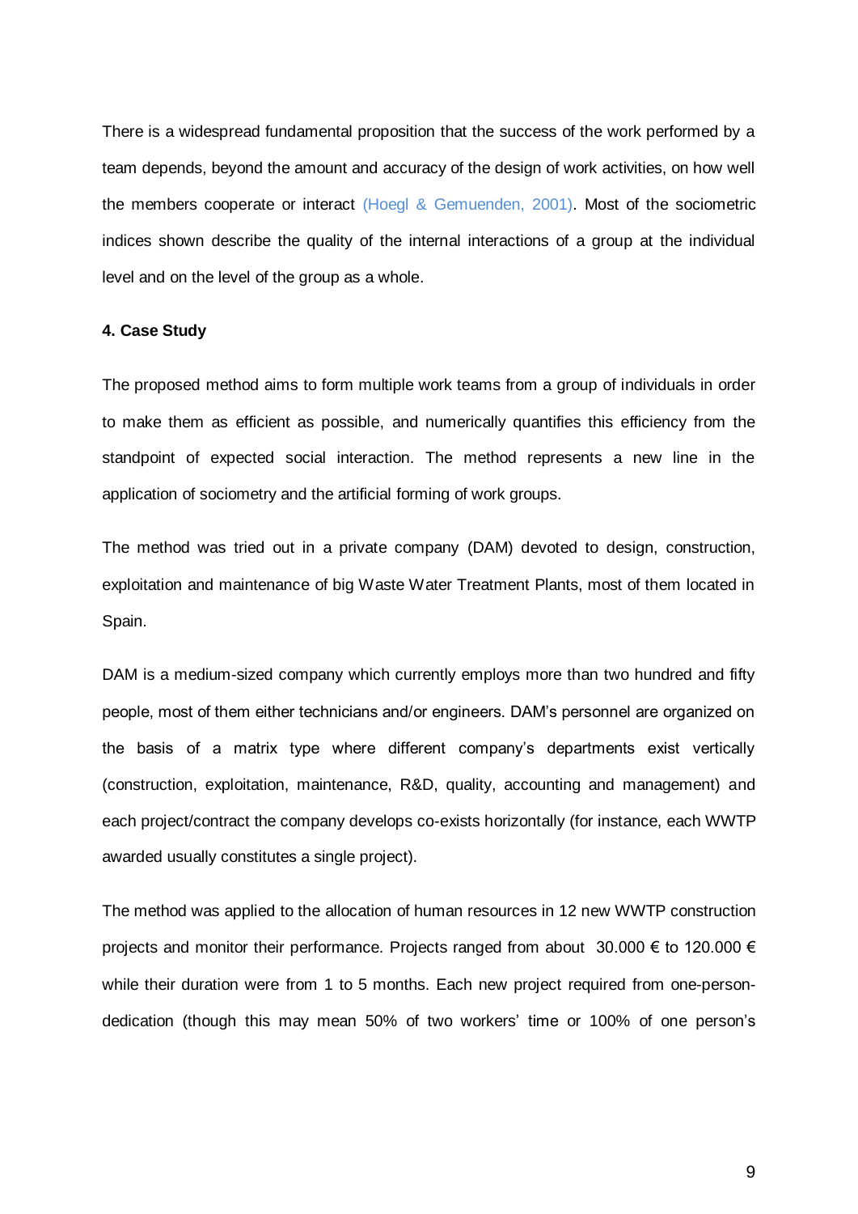There is a widespread fundamental proposition that the success of the work performed by a team depends, beyond the amount and accuracy of the design of work activities, on how well the members cooperate or interact (Hoegl & Gemuenden, 2001). Most of the sociometric indices shown describe the quality of the internal interactions of a group at the individual level and on the level of the group as a whole.

**4. Case Study**

The proposed method aims to form multiple work teams from a group of individuals in order to make them as efficient as possible, and numerically quantifies this efficiency from the standpoint of expected social interaction. The method represents a new line in the application of sociometry and the artificial forming of work groups.

The method was tried out in a private company (DAM) devoted to design, construction, exploitation and maintenance of big Waste Water Treatment Plants, most of them located in Spain.

DAM is a medium-sized company which currently employs more than two hundred and fifty people, most of them either technicians and/or engineers. DAM's personnel are organized on the basis of a matrix type where different company's departments exist vertically (construction, exploitation, maintenance, R&D, quality, accounting and management) and each project/contract the company develops co-exists horizontally (for instance, each WWTP awarded usually constitutes a single project).

The method was applied to the allocation of human resources in 12 new WWTP construction projects and monitor their performance. Projects ranged from about 30.000 € to 120.000 € while their duration were from 1 to 5 months. Each new project required from one-person-dedication (though this may mean 50% of two workers' time or 100% of one person's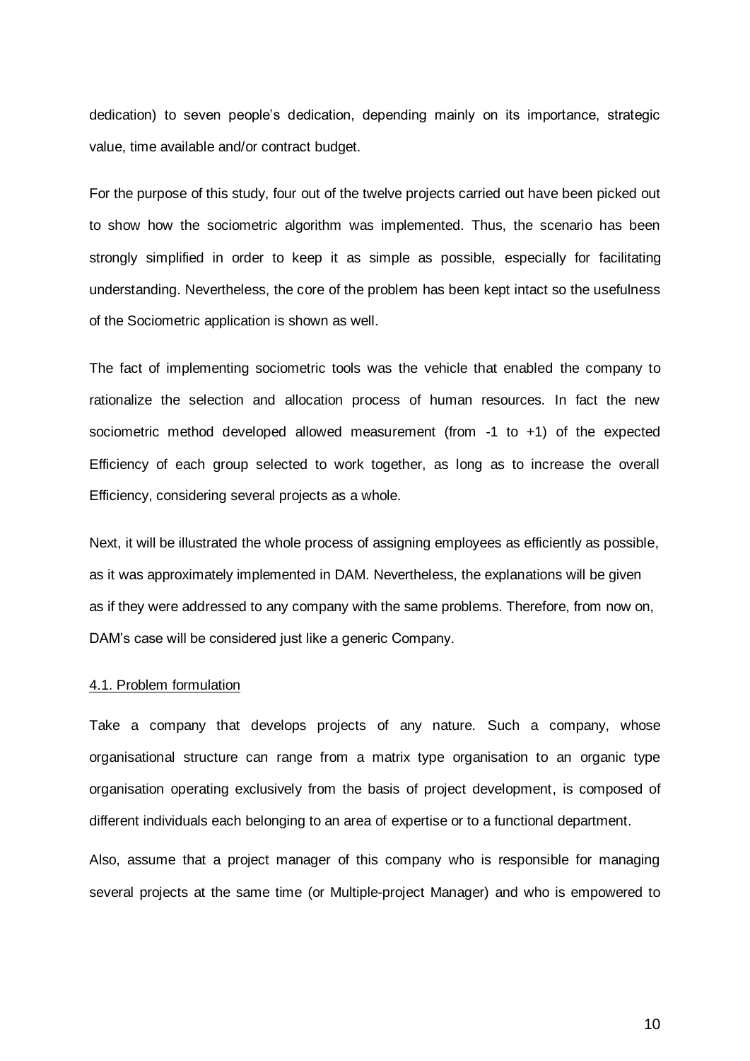dedication) to seven people's dedication, depending mainly on its importance, strategic value, time available and/or contract budget.

For the purpose of this study, four out of the twelve projects carried out have been picked out to show how the sociometric algorithm was implemented. Thus, the scenario has been strongly simplified in order to keep it as simple as possible, especially for facilitating understanding. Nevertheless, the core of the problem has been kept intact so the usefulness of the Sociometric application is shown as well.

The fact of implementing sociometric tools was the vehicle that enabled the company to rationalize the selection and allocation process of human resources. In fact the new sociometric method developed allowed measurement (from -1 to +1) of the expected Efficiency of each group selected to work together, as long as to increase the overall Efficiency, considering several projects as a whole.

Next, it will be illustrated the whole process of assigning employees as efficiently as possible, as it was approximately implemented in DAM. Nevertheless, the explanations will be given as if they were addressed to any company with the same problems. Therefore, from now on, DAM's case will be considered just like a generic Company.

### 4.1. Problem formulation

Take a company that develops projects of any nature. Such a company, whose organisational structure can range from a matrix type organisation to an organic type organisation operating exclusively from the basis of project development, is composed of different individuals each belonging to an area of expertise or to a functional department.

Also, assume that a project manager of this company who is responsible for managing several projects at the same time (or Multiple-project Manager) and who is empowered to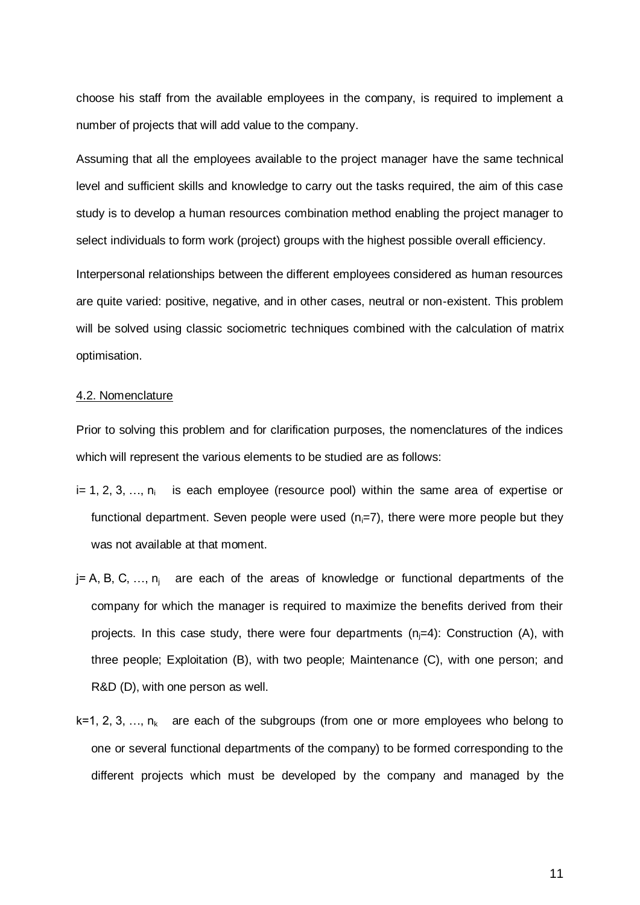choose his staff from the available employees in the company, is required to implement a number of projects that will add value to the company.

Assuming that all the employees available to the project manager have the same technical level and sufficient skills and knowledge to carry out the tasks required, the aim of this case study is to develop a human resources combination method enabling the project manager to select individuals to form work (project) groups with the highest possible overall efficiency.

Interpersonal relationships between the different employees considered as human resources are quite varied: positive, negative, and in other cases, neutral or non-existent. This problem will be solved using classic sociometric techniques combined with the calculation of matrix optimisation.

## 4.2. Nomenclature

Prior to solving this problem and for clarification purposes, the nomenclatures of the indices which will represent the various elements to be studied are as follows:

- $i = 1, 2, 3, \ldots, n_i$ is each employee (resource pool) within the same area of expertise or functional department. Seven people were used ($n_i=7$), there were more people but they was not available at that moment.
- $j = A, B, C, \ldots, n_j$ are each of the areas of knowledge or functional departments of the company for which the manager is required to maximize the benefits derived from their projects. In this case study, there were four departments ($n_j=4$): Construction (A), with three people; Exploitation (B), with two people; Maintenance (C), with one person; and R&D (D), with one person as well.
- $k=1, 2, 3, \ldots, n_k$ are each of the subgroups (from one or more employees who belong to one or several functional departments of the company) to be formed corresponding to the different projects which must be developed by the company and managed by the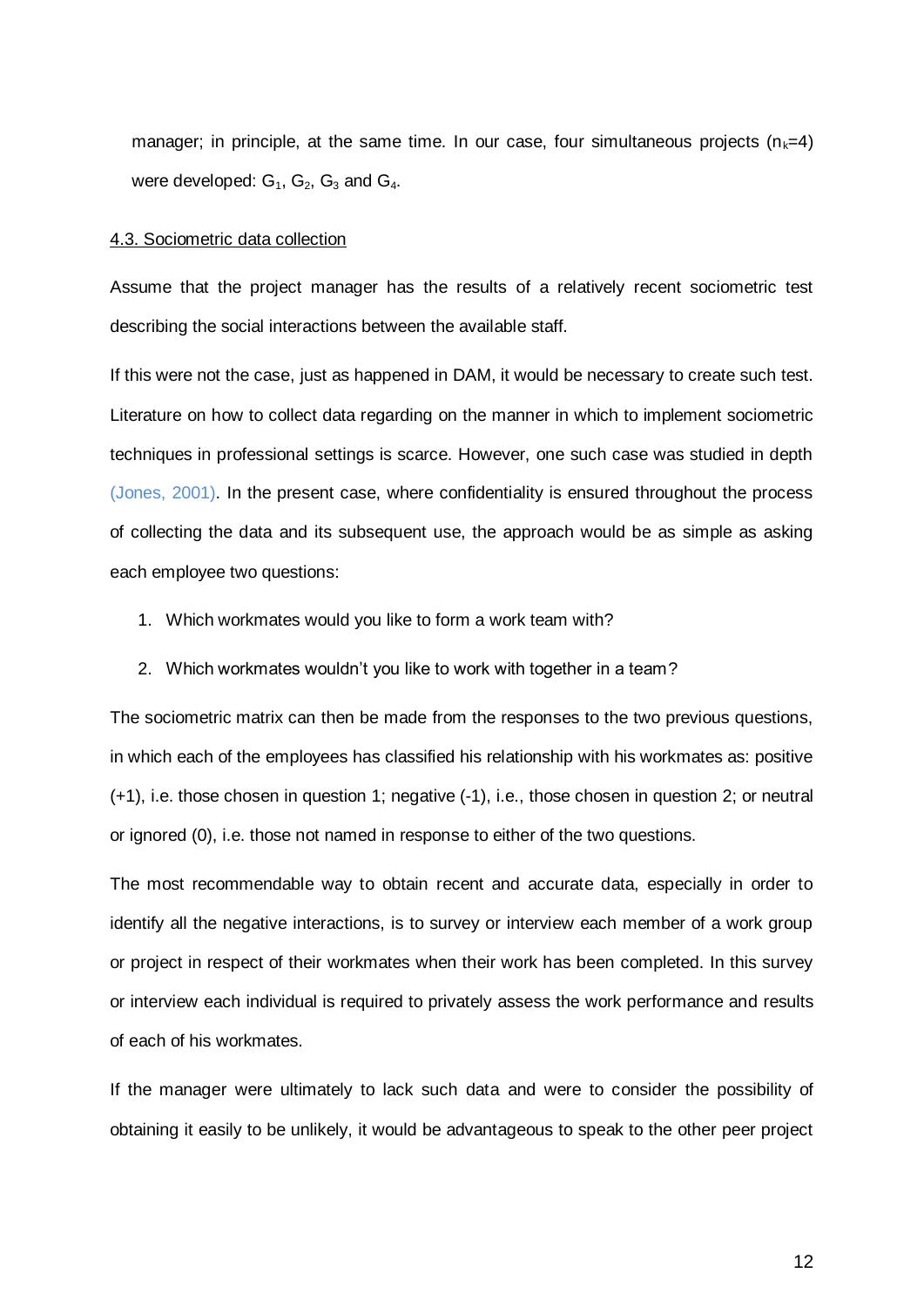manager; in principle, at the same time. In our case, four simultaneous projects ($n_k$=4) were developed: $G_1$, $G_2$, $G_3$ and $G_4$.

### 4.3. Sociometric data collection

Assume that the project manager has the results of a relatively recent sociometric test describing the social interactions between the available staff.

If this were not the case, just as happened in DAM, it would be necessary to create such test. Literature on how to collect data regarding on the manner in which to implement sociometric techniques in professional settings is scarce. However, one such case was studied in depth (Jones, 2001). In the present case, where confidentiality is ensured throughout the process of collecting the data and its subsequent use, the approach would be as simple as asking each employee two questions:

1. Which workmates would you like to form a work team with?
2. Which workmates wouldn't you like to work with together in a team?

The sociometric matrix can then be made from the responses to the two previous questions, in which each of the employees has classified his relationship with his workmates as: positive (+1), i.e. those chosen in question 1; negative (-1), i.e., those chosen in question 2; or neutral or ignored (0), i.e. those not named in response to either of the two questions.

The most recommendable way to obtain recent and accurate data, especially in order to identify all the negative interactions, is to survey or interview each member of a work group or project in respect of their workmates when their work has been completed. In this survey or interview each individual is required to privately assess the work performance and results of each of his workmates.

If the manager were ultimately to lack such data and were to consider the possibility of obtaining it easily to be unlikely, it would be advantageous to speak to the other peer project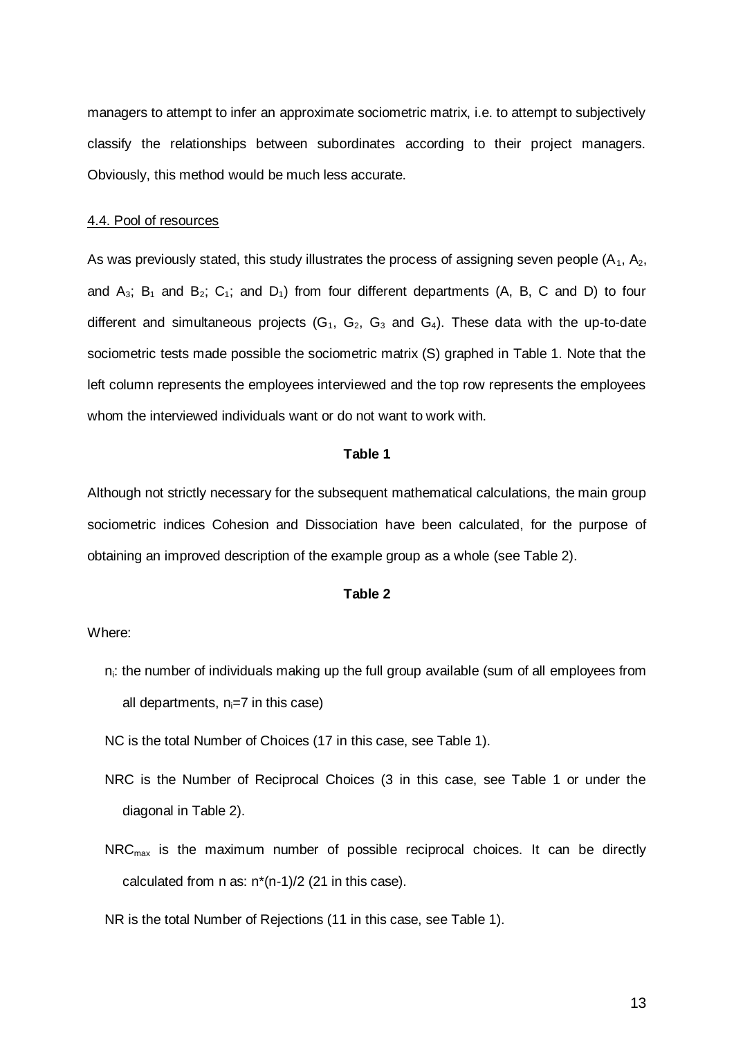managers to attempt to infer an approximate sociometric matrix, i.e. to attempt to subjectively classify the relationships between subordinates according to their project managers. Obviously, this method would be much less accurate.

4.4. Pool of resources

As was previously stated, this study illustrates the process of assigning seven people ($A_1$, $A_2$, and $A_3$; $B_1$ and $B_2$; $C_1$; and $D_1$) from four different departments (A, B, C and D) to four different and simultaneous projects ($G_1$, $G_2$, $G_3$ and $G_4$). These data with the up-to-date sociometric tests made possible the sociometric matrix (S) graphed in Table 1. Note that the left column represents the employees interviewed and the top row represents the employees whom the interviewed individuals want or do not want to work with.

**Table 1**

Although not strictly necessary for the subsequent mathematical calculations, the main group sociometric indices Cohesion and Dissociation have been calculated, for the purpose of obtaining an improved description of the example group as a whole (see Table 2).

**Table 2**

Where:

- $n_i$: the number of individuals making up the full group available (sum of all employees from all departments, $n_i$=7 in this case)
- NC is the total Number of Choices (17 in this case, see Table 1).
- NRC is the Number of Reciprocal Choices (3 in this case, see Table 1 or under the diagonal in Table 2).
- $NRC_{max}$ is the maximum number of possible reciprocal choices. It can be directly calculated from n as: $n*(n-1)/2$ (21 in this case).
- NR is the total Number of Rejections (11 in this case, see Table 1).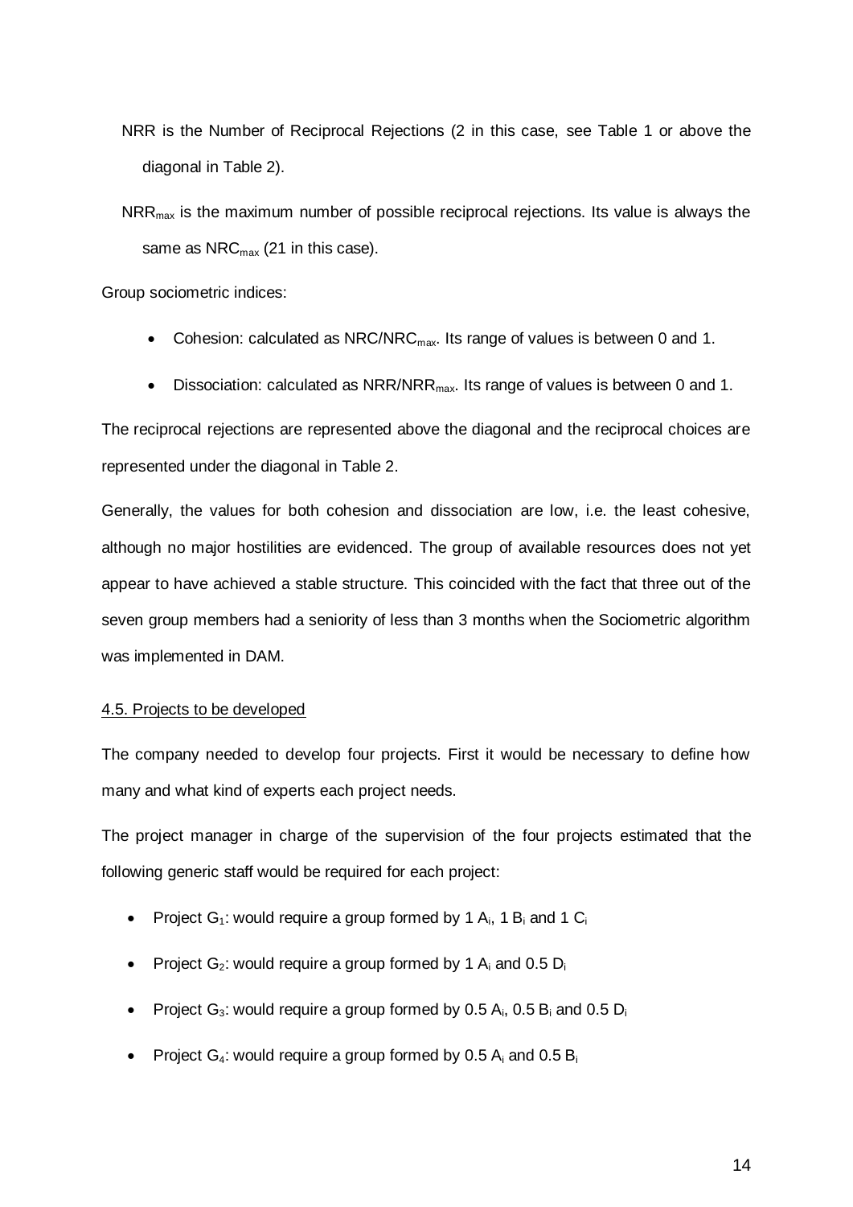NRR is the Number of Reciprocal Rejections (2 in this case, see Table 1 or above the diagonal in Table 2).

$NRR_{max}$ is the maximum number of possible reciprocal rejections. Its value is always the same as $NRC_{max}$ (21 in this case).

Group sociometric indices:

- Cohesion: calculated as $NRC/NRC_{max}$. Its range of values is between 0 and 1.
- Dissociation: calculated as $NRR/NRR_{max}$. Its range of values is between 0 and 1.

The reciprocal rejections are represented above the diagonal and the reciprocal choices are represented under the diagonal in Table 2.

Generally, the values for both cohesion and dissociation are low, i.e. the least cohesive, although no major hostilities are evidenced. The group of available resources does not yet appear to have achieved a stable structure. This coincided with the fact that three out of the seven group members had a seniority of less than 3 months when the Sociometric algorithm was implemented in DAM.

4.5. Projects to be developed

The company needed to develop four projects. First it would be necessary to define how many and what kind of experts each project needs.

The project manager in charge of the supervision of the four projects estimated that the following generic staff would be required for each project:

- Project $G_1$: would require a group formed by 1 $A_i$, 1 $B_i$ and 1 $C_i$
- Project $G_2$: would require a group formed by 1 $A_i$ and 0.5 $D_i$
- Project $G_3$: would require a group formed by 0.5 $A_i$, 0.5 $B_i$ and 0.5 $D_i$
- Project $G_4$: would require a group formed by 0.5 $A_i$ and 0.5 $B_i$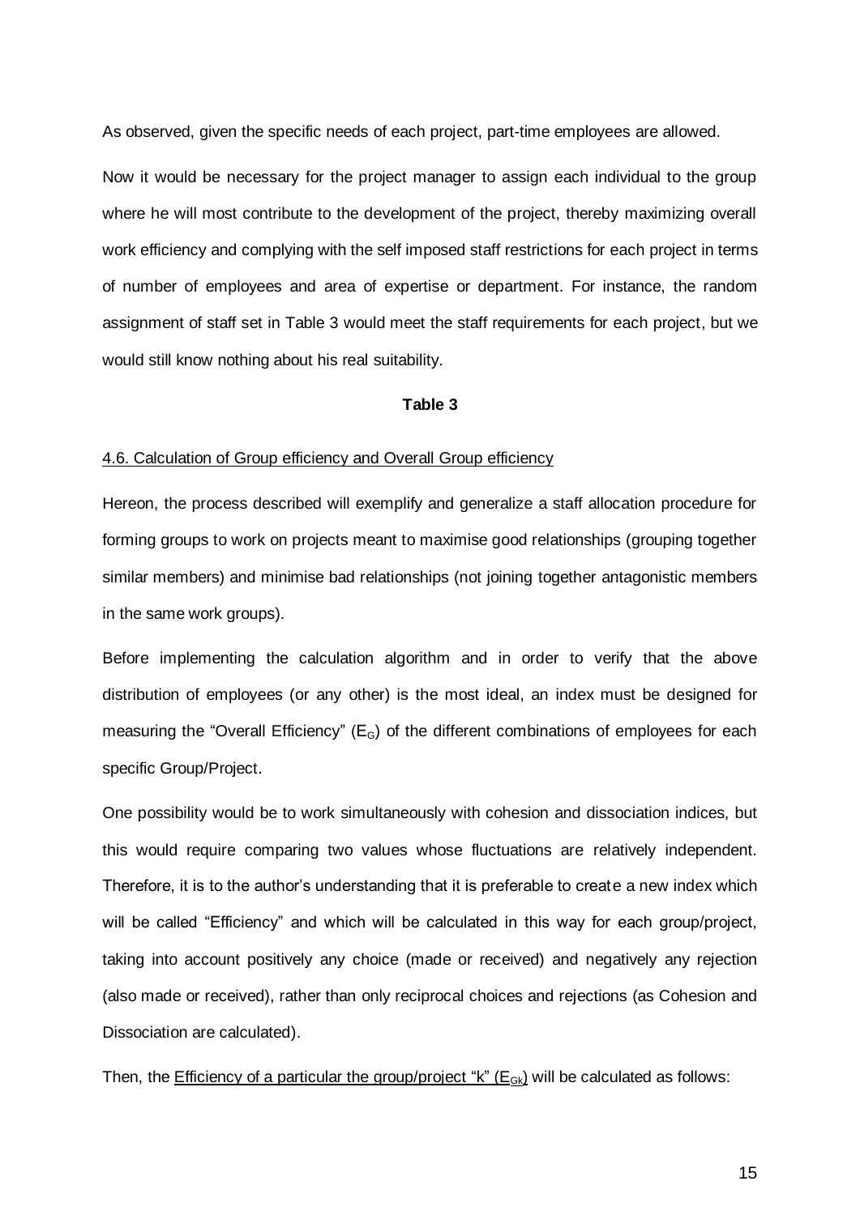As observed, given the specific needs of each project, part-time employees are allowed.

Now it would be necessary for the project manager to assign each individual to the group where he will most contribute to the development of the project, thereby maximizing overall work efficiency and complying with the self imposed staff restrictions for each project in terms of number of employees and area of expertise or department. For instance, the random assignment of staff set in Table 3 would meet the staff requirements for each project, but we would still know nothing about his real suitability.

**Table 3**

<u>4.6. Calculation of Group efficiency and Overall Group efficiency</u>

Hereon, the process described will exemplify and generalize a staff allocation procedure for forming groups to work on projects meant to maximise good relationships (grouping together similar members) and minimise bad relationships (not joining together antagonistic members in the same work groups).

Before implementing the calculation algorithm and in order to verify that the above distribution of employees (or any other) is the most ideal, an index must be designed for measuring the "Overall Efficiency" ($E_G$) of the different combinations of employees for each specific Group/Project.

One possibility would be to work simultaneously with cohesion and dissociation indices, but this would require comparing two values whose fluctuations are relatively independent. Therefore, it is to the author's understanding that it is preferable to create a new index which will be called "Efficiency" and which will be calculated in this way for each group/project, taking into account positively any choice (made or received) and negatively any rejection (also made or received), rather than only reciprocal choices and rejections (as Cohesion and Dissociation are calculated).

Then, the <u>Efficiency of a particular the group/project "k" ($E_{Gk}$)</u> will be calculated as follows: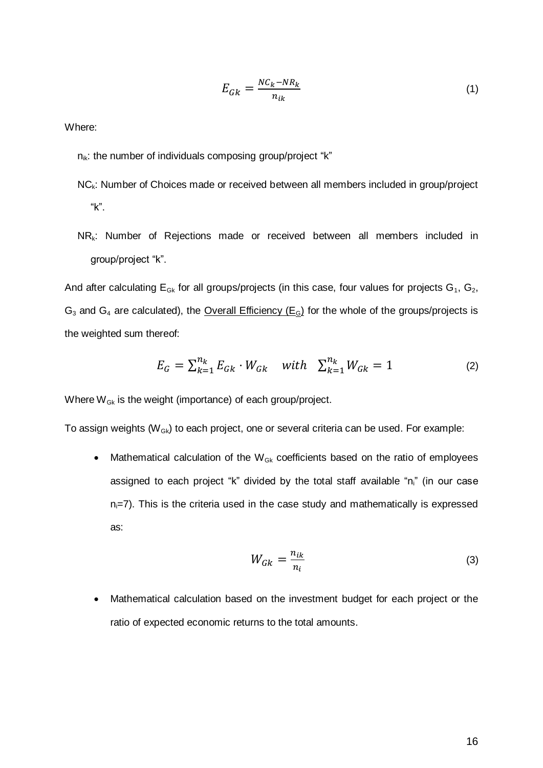$$E_{Gk} = \frac{NC_k - NR_k}{n_{ik}} \tag{1}$$

Where:

- $n_{ik}$: the number of individuals composing group/project "k"
- $NC_k$: Number of Choices made or received between all members included in group/project "k".
- $NR_k$: Number of Rejections made or received between all members included in group/project "k".

And after calculating $E_{Gk}$ for all groups/projects (in this case, four values for projects $G_1$, $G_2$, $G_3$ and $G_4$ are calculated), the Overall Efficiency ($E_G$) for the whole of the groups/projects is the weighted sum thereof:

$$E_G = \sum_{k=1}^{n_k} E_{Gk} \cdot W_{Gk} \quad with \quad \sum_{k=1}^{n_k} W_{Gk} = 1 \tag{2}$$

Where $W_{Gk}$ is the weight (importance) of each group/project.

To assign weights ($W_{Gk}$) to each project, one or several criteria can be used. For example:

- Mathematical calculation of the $W_{Gk}$ coefficients based on the ratio of employees assigned to each project "k" divided by the total staff available "$n_i$" (in our case $n_i$=7). This is the criteria used in the case study and mathematically is expressed as:

$$W_{Gk} = \frac{n_{ik}}{n_i} \tag{3}$$

- Mathematical calculation based on the investment budget for each project or the ratio of expected economic returns to the total amounts.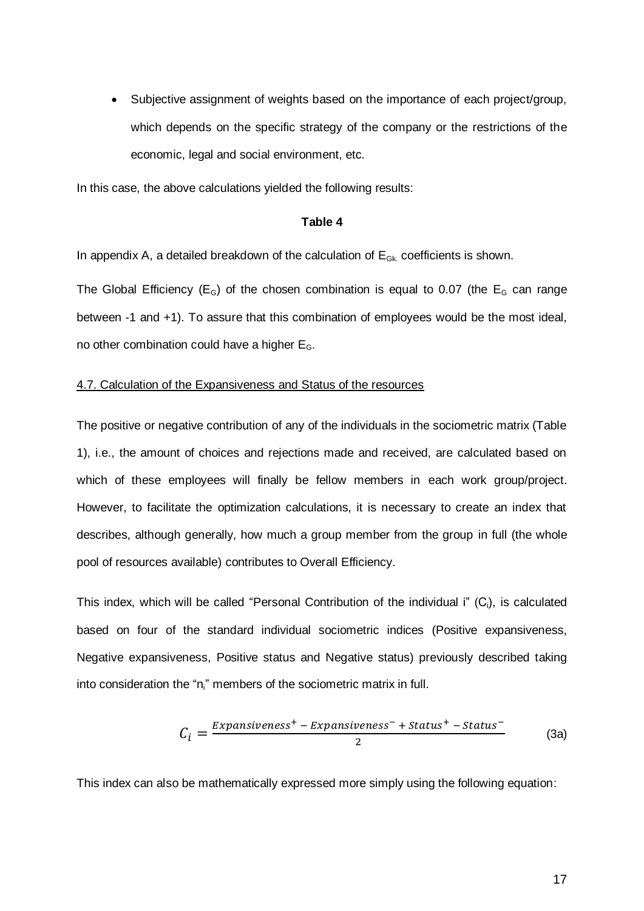- Subjective assignment of weights based on the importance of each project/group, which depends on the specific strategy of the company or the restrictions of the economic, legal and social environment, etc.

In this case, the above calculations yielded the following results:

**Table 4**

In appendix A, a detailed breakdown of the calculation of $E_{Gk.}$ coefficients is shown.

The Global Efficiency ($E_G$) of the chosen combination is equal to 0.07 (the $E_G$ can range between -1 and +1). To assure that this combination of employees would be the most ideal, no other combination could have a higher $E_G$.

4.7. Calculation of the Expansiveness and Status of the resources

The positive or negative contribution of any of the individuals in the sociometric matrix (Table 1), i.e., the amount of choices and rejections made and received, are calculated based on which of these employees will finally be fellow members in each work group/project. However, to facilitate the optimization calculations, it is necessary to create an index that describes, although generally, how much a group member from the group in full (the whole pool of resources available) contributes to Overall Efficiency.

This index, which will be called "Personal Contribution of the individual i" ($C_i$), is calculated based on four of the standard individual sociometric indices (Positive expansiveness, Negative expansiveness, Positive status and Negative status) previously described taking into consideration the "$n_i$" members of the sociometric matrix in full.

$$C_i = \frac{Expansiveness^{+} - Expansiveness^{-} + Status^{+} - Status^{-}}{2} \tag{3a}$$

This index can also be mathematically expressed more simply using the following equation: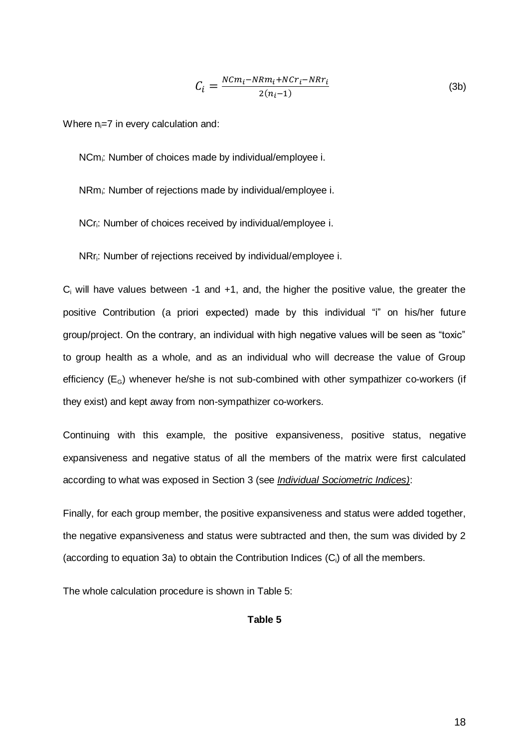$$C_i = \frac{NCm_i - NRm_i + NCr_i - NRr_i}{2(n_i - 1)} \tag{3b}$$

Where $n_i$=7 in every calculation and:

$NCm_i$: Number of choices made by individual/employee i.

$NRm_i$: Number of rejections made by individual/employee i.

$NCr_i$: Number of choices received by individual/employee i.

$NRr_i$: Number of rejections received by individual/employee i.

$C_i$ will have values between -1 and +1, and, the higher the positive value, the greater the positive Contribution (a priori expected) made by this individual "i" on his/her future group/project. On the contrary, an individual with high negative values will be seen as "toxic" to group health as a whole, and as an individual who will decrease the value of Group efficiency ($E_G$) whenever he/she is not sub-combined with other sympathizer co-workers (if they exist) and kept away from non-sympathizer co-workers.

Continuing with this example, the positive expansiveness, positive status, negative expansiveness and negative status of all the members of the matrix were first calculated according to what was exposed in Section 3 (see *Individual Sociometric Indices)*:

Finally, for each group member, the positive expansiveness and status were added together, the negative expansiveness and status were subtracted and then, the sum was divided by 2 (according to equation 3a) to obtain the Contribution Indices ($C_i$) of all the members.

The whole calculation procedure is shown in Table 5:

**Table 5**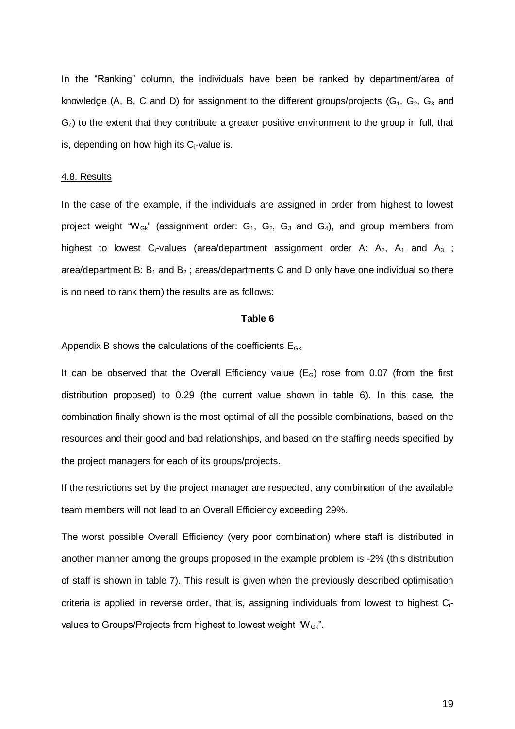In the "Ranking" column, the individuals have been be ranked by department/area of knowledge (A, B, C and D) for assignment to the different groups/projects ($G_1$, $G_2$, $G_3$ and $G_4$) to the extent that they contribute a greater positive environment to the group in full, that is, depending on how high its $C_i$-value is.

4.8. Results

In the case of the example, if the individuals are assigned in order from highest to lowest project weight "$W_{Gk}$" (assignment order: $G_1$, $G_2$, $G_3$ and $G_4$), and group members from highest to lowest $C_i$-values (area/department assignment order A: $A_2$, $A_1$ and $A_3$ ; area/department B: $B_1$ and $B_2$ ; areas/departments C and D only have one individual so there is no need to rank them) the results are as follows:

**Table 6**

Appendix B shows the calculations of the coefficients $E_{Gk.}$

It can be observed that the Overall Efficiency value ($E_G$) rose from 0.07 (from the first distribution proposed) to 0.29 (the current value shown in table 6). In this case, the combination finally shown is the most optimal of all the possible combinations, based on the resources and their good and bad relationships, and based on the staffing needs specified by the project managers for each of its groups/projects.

If the restrictions set by the project manager are respected, any combination of the available team members will not lead to an Overall Efficiency exceeding 29%.

The worst possible Overall Efficiency (very poor combination) where staff is distributed in another manner among the groups proposed in the example problem is -2% (this distribution of staff is shown in table 7). This result is given when the previously described optimisation criteria is applied in reverse order, that is, assigning individuals from lowest to highest $C_i$-values to Groups/Projects from highest to lowest weight "$W_{Gk}$".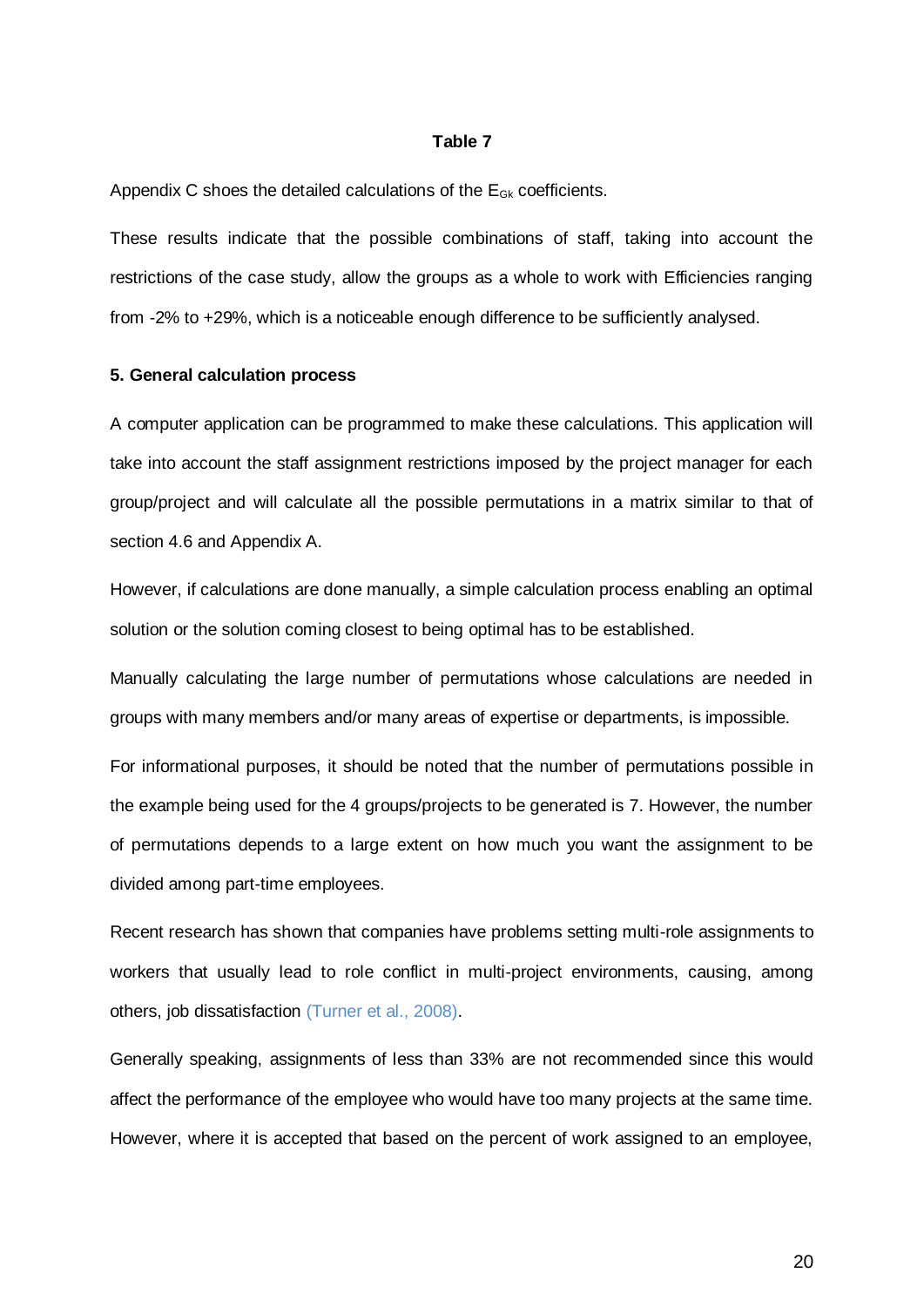**Table 7**

Appendix C shoes the detailed calculations of the $E_{Gk}$ coefficients.

These results indicate that the possible combinations of staff, taking into account the restrictions of the case study, allow the groups as a whole to work with Efficiencies ranging from -2% to +29%, which is a noticeable enough difference to be sufficiently analysed.

## 5. General calculation process

A computer application can be programmed to make these calculations. This application will take into account the staff assignment restrictions imposed by the project manager for each group/project and will calculate all the possible permutations in a matrix similar to that of section 4.6 and Appendix A.

However, if calculations are done manually, a simple calculation process enabling an optimal solution or the solution coming closest to being optimal has to be established.

Manually calculating the large number of permutations whose calculations are needed in groups with many members and/or many areas of expertise or departments, is impossible.

For informational purposes, it should be noted that the number of permutations possible in the example being used for the 4 groups/projects to be generated is 7. However, the number of permutations depends to a large extent on how much you want the assignment to be divided among part-time employees.

Recent research has shown that companies have problems setting multi-role assignments to workers that usually lead to role conflict in multi-project environments, causing, among others, job dissatisfaction (Turner et al., 2008).

Generally speaking, assignments of less than 33% are not recommended since this would affect the performance of the employee who would have too many projects at the same time. However, where it is accepted that based on the percent of work assigned to an employee,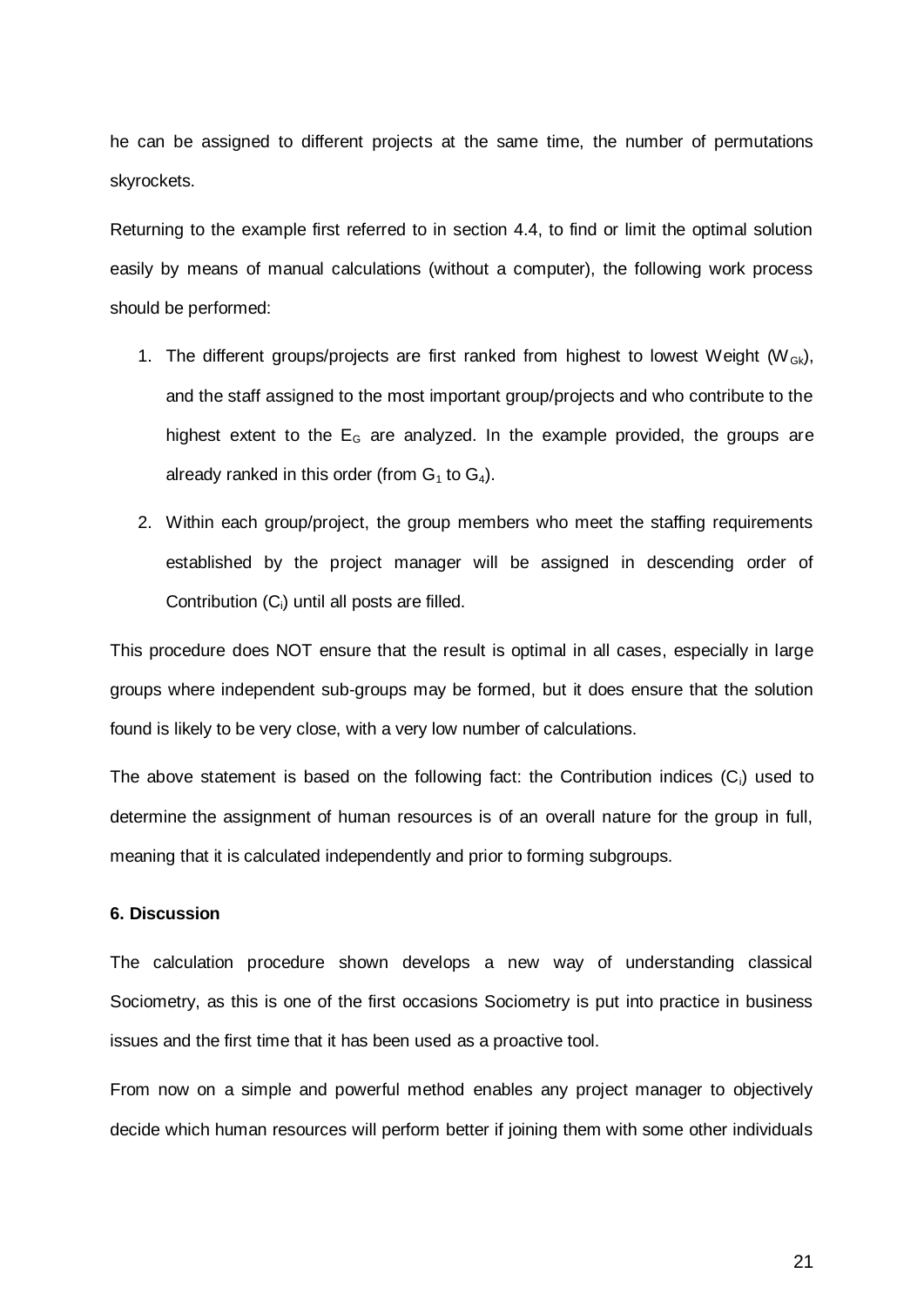he can be assigned to different projects at the same time, the number of permutations skyrockets.

Returning to the example first referred to in section 4.4, to find or limit the optimal solution easily by means of manual calculations (without a computer), the following work process should be performed:

1. The different groups/projects are first ranked from highest to lowest Weight ($W_{Gk}$), and the staff assigned to the most important group/projects and who contribute to the highest extent to the $E_G$ are analyzed. In the example provided, the groups are already ranked in this order (from $G_1$ to $G_4$).
2. Within each group/project, the group members who meet the staffing requirements established by the project manager will be assigned in descending order of Contribution ($C_i$) until all posts are filled.

This procedure does NOT ensure that the result is optimal in all cases, especially in large groups where independent sub-groups may be formed, but it does ensure that the solution found is likely to be very close, with a very low number of calculations.

The above statement is based on the following fact: the Contribution indices ($C_i$) used to determine the assignment of human resources is of an overall nature for the group in full, meaning that it is calculated independently and prior to forming subgroups.

**6. Discussion**

The calculation procedure shown develops a new way of understanding classical Sociometry, as this is one of the first occasions Sociometry is put into practice in business issues and the first time that it has been used as a proactive tool.

From now on a simple and powerful method enables any project manager to objectively decide which human resources will perform better if joining them with some other individuals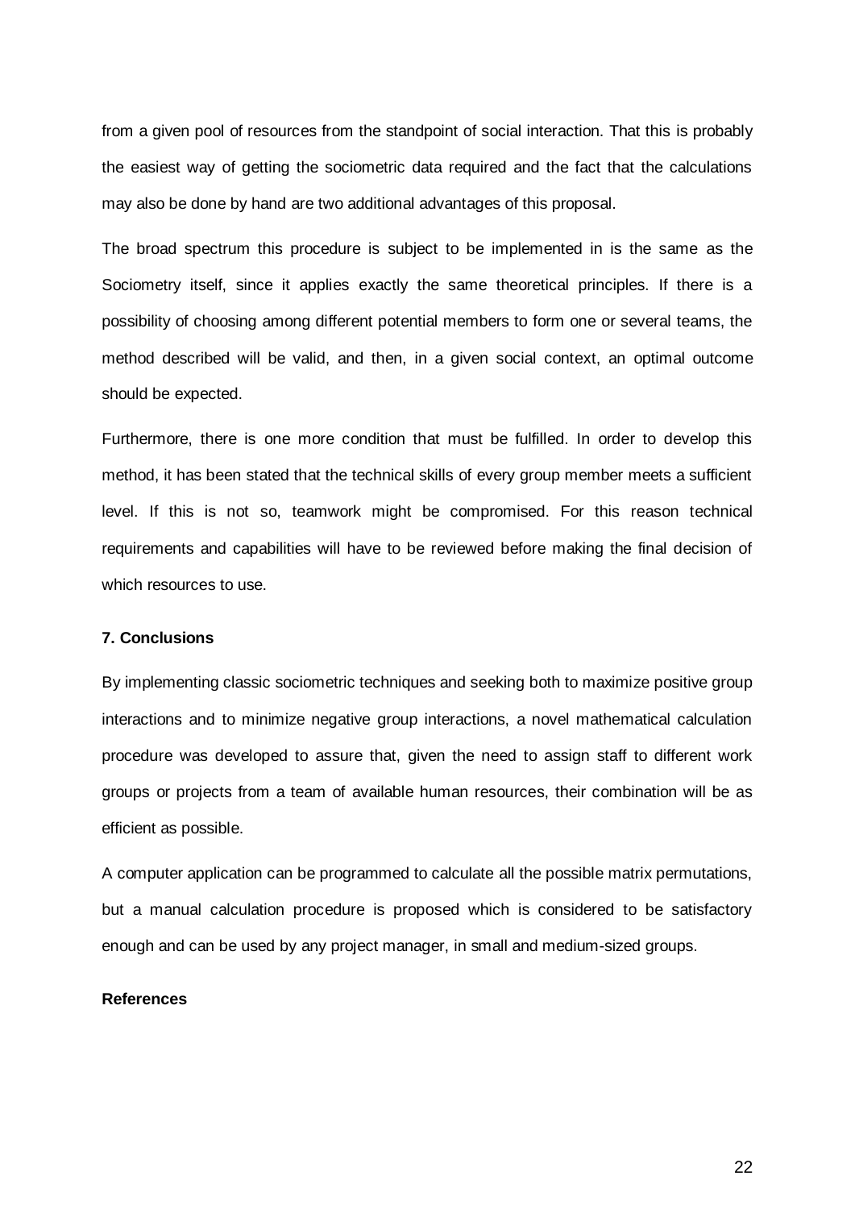from a given pool of resources from the standpoint of social interaction. That this is probably the easiest way of getting the sociometric data required and the fact that the calculations may also be done by hand are two additional advantages of this proposal.

The broad spectrum this procedure is subject to be implemented in is the same as the Sociometry itself, since it applies exactly the same theoretical principles. If there is a possibility of choosing among different potential members to form one or several teams, the method described will be valid, and then, in a given social context, an optimal outcome should be expected.

Furthermore, there is one more condition that must be fulfilled. In order to develop this method, it has been stated that the technical skills of every group member meets a sufficient level. If this is not so, teamwork might be compromised. For this reason technical requirements and capabilities will have to be reviewed before making the final decision of which resources to use.

## 7. Conclusions

By implementing classic sociometric techniques and seeking both to maximize positive group interactions and to minimize negative group interactions, a novel mathematical calculation procedure was developed to assure that, given the need to assign staff to different work groups or projects from a team of available human resources, their combination will be as efficient as possible.

A computer application can be programmed to calculate all the possible matrix permutations, but a manual calculation procedure is proposed which is considered to be satisfactory enough and can be used by any project manager, in small and medium-sized groups.

## References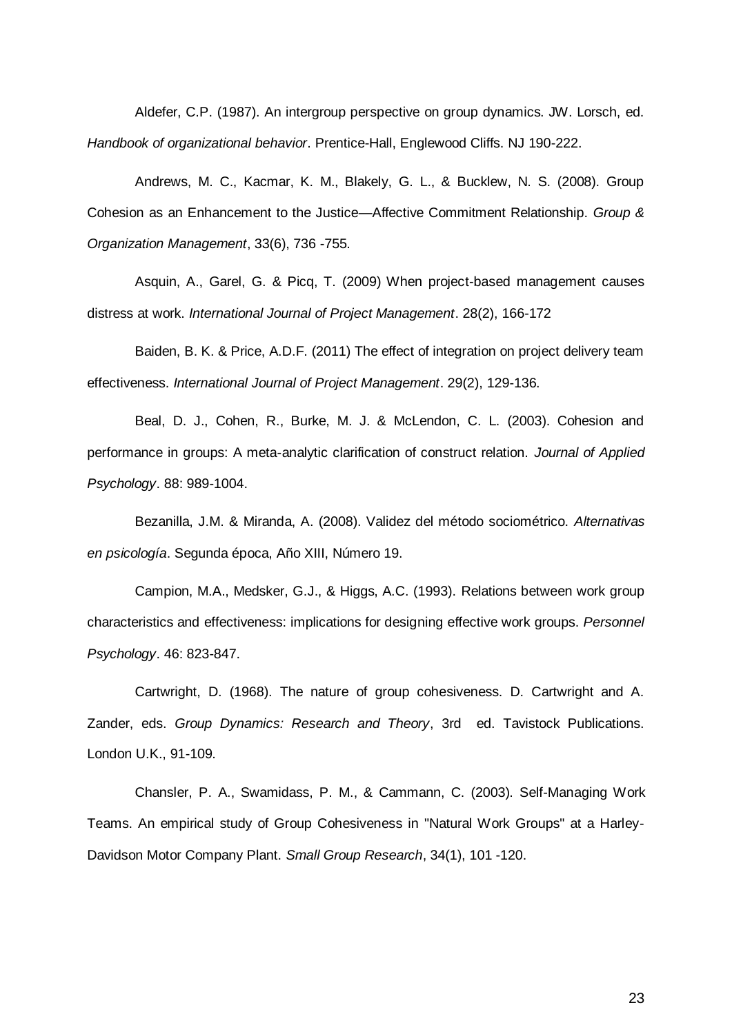Aldefer, C.P. (1987). An intergroup perspective on group dynamics. JW. Lorsch, ed. *Handbook of organizational behavior*. Prentice-Hall, Englewood Cliffs. NJ 190-222.

Andrews, M. C., Kacmar, K. M., Blakely, G. L., & Bucklew, N. S. (2008). Group Cohesion as an Enhancement to the Justice—Affective Commitment Relationship. *Group & Organization Management*, 33(6), 736 -755.

Asquin, A., Garel, G. & Picq, T. (2009) When project-based management causes distress at work. *International Journal of Project Management*. 28(2), 166-172

Baiden, B. K. & Price, A.D.F. (2011) The effect of integration on project delivery team effectiveness. *International Journal of Project Management*. 29(2), 129-136.

Beal, D. J., Cohen, R., Burke, M. J. & McLendon, C. L. (2003). Cohesion and performance in groups: A meta-analytic clarification of construct relation. *Journal of Applied Psychology*. 88: 989-1004.

Bezanilla, J.M. & Miranda, A. (2008). Validez del método sociométrico. *Alternativas en psicología*. Segunda época, Año XIII, Número 19.

Campion, M.A., Medsker, G.J., & Higgs, A.C. (1993). Relations between work group characteristics and effectiveness: implications for designing effective work groups. *Personnel Psychology*. 46: 823-847.

Cartwright, D. (1968). The nature of group cohesiveness. D. Cartwright and A. Zander, eds. *Group Dynamics: Research and Theory*, 3rd ed. Tavistock Publications. London U.K., 91-109.

Chansler, P. A., Swamidass, P. M., & Cammann, C. (2003). Self-Managing Work Teams. An empirical study of Group Cohesiveness in "Natural Work Groups" at a Harley-Davidson Motor Company Plant. *Small Group Research*, 34(1), 101 -120.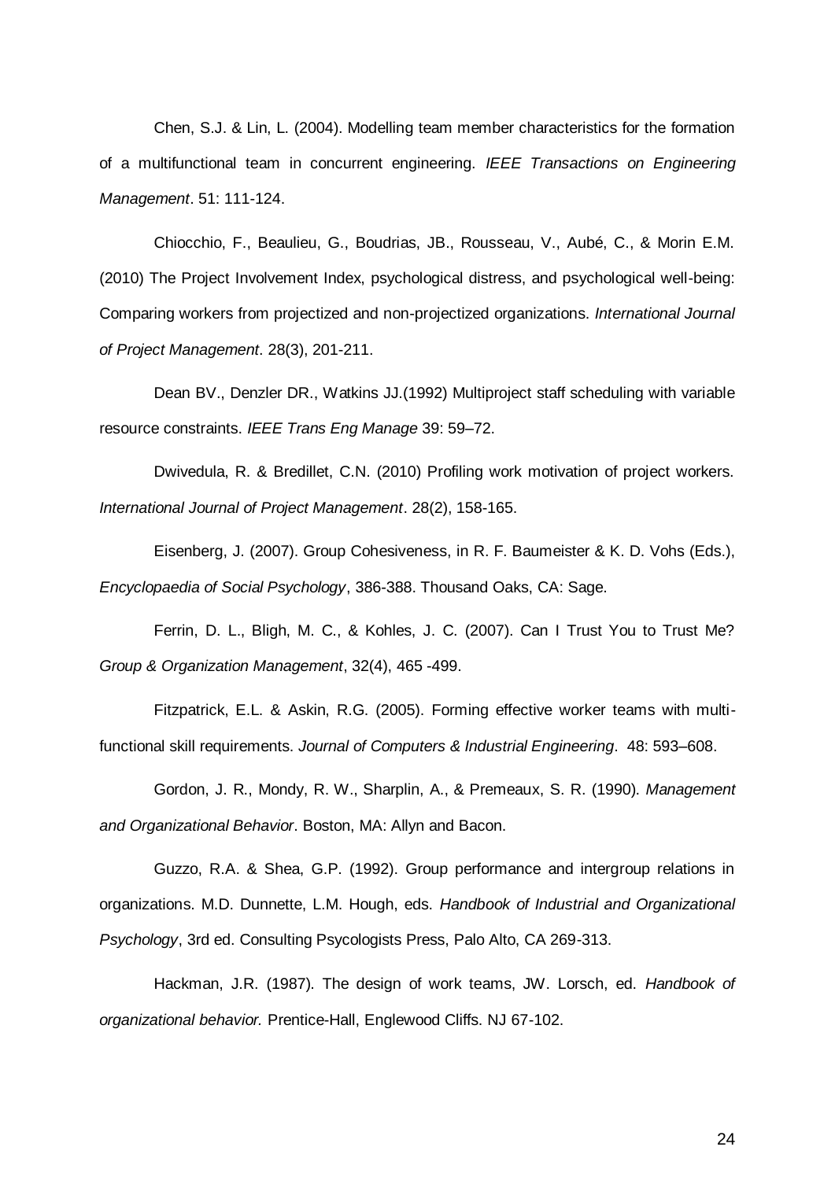Chen, S.J. & Lin, L. (2004). Modelling team member characteristics for the formation of a multifunctional team in concurrent engineering. *IEEE Transactions on Engineering Management*. 51: 111-124.

Chiocchio, F., Beaulieu, G., Boudrias, JB., Rousseau, V., Aubé, C., & Morin E.M. (2010) The Project Involvement Index, psychological distress, and psychological well-being: Comparing workers from projectized and non-projectized organizations. *International Journal of Project Management*. 28(3), 201-211.

Dean BV., Denzler DR., Watkins JJ.(1992) Multiproject staff scheduling with variable resource constraints. *IEEE Trans Eng Manage* 39: 59–72.

Dwivedula, R. & Bredillet, C.N. (2010) Profiling work motivation of project workers. *International Journal of Project Management*. 28(2), 158-165.

Eisenberg, J. (2007). Group Cohesiveness, in R. F. Baumeister & K. D. Vohs (Eds.), *Encyclopaedia of Social Psychology*, 386-388. Thousand Oaks, CA: Sage.

Ferrin, D. L., Bligh, M. C., & Kohles, J. C. (2007). Can I Trust You to Trust Me? *Group & Organization Management*, 32(4), 465 -499.

Fitzpatrick, E.L. & Askin, R.G. (2005). Forming effective worker teams with multi-functional skill requirements. *Journal of Computers & Industrial Engineering*. 48: 593–608.

Gordon, J. R., Mondy, R. W., Sharplin, A., & Premeaux, S. R. (1990). *Management and Organizational Behavior*. Boston, MA: Allyn and Bacon.

Guzzo, R.A. & Shea, G.P. (1992). Group performance and intergroup relations in organizations. M.D. Dunnette, L.M. Hough, eds. *Handbook of Industrial and Organizational Psychology*, 3rd ed. Consulting Psycologists Press, Palo Alto, CA 269-313.

Hackman, J.R. (1987). The design of work teams, JW. Lorsch, ed. *Handbook of organizational behavior.* Prentice-Hall, Englewood Cliffs. NJ 67-102.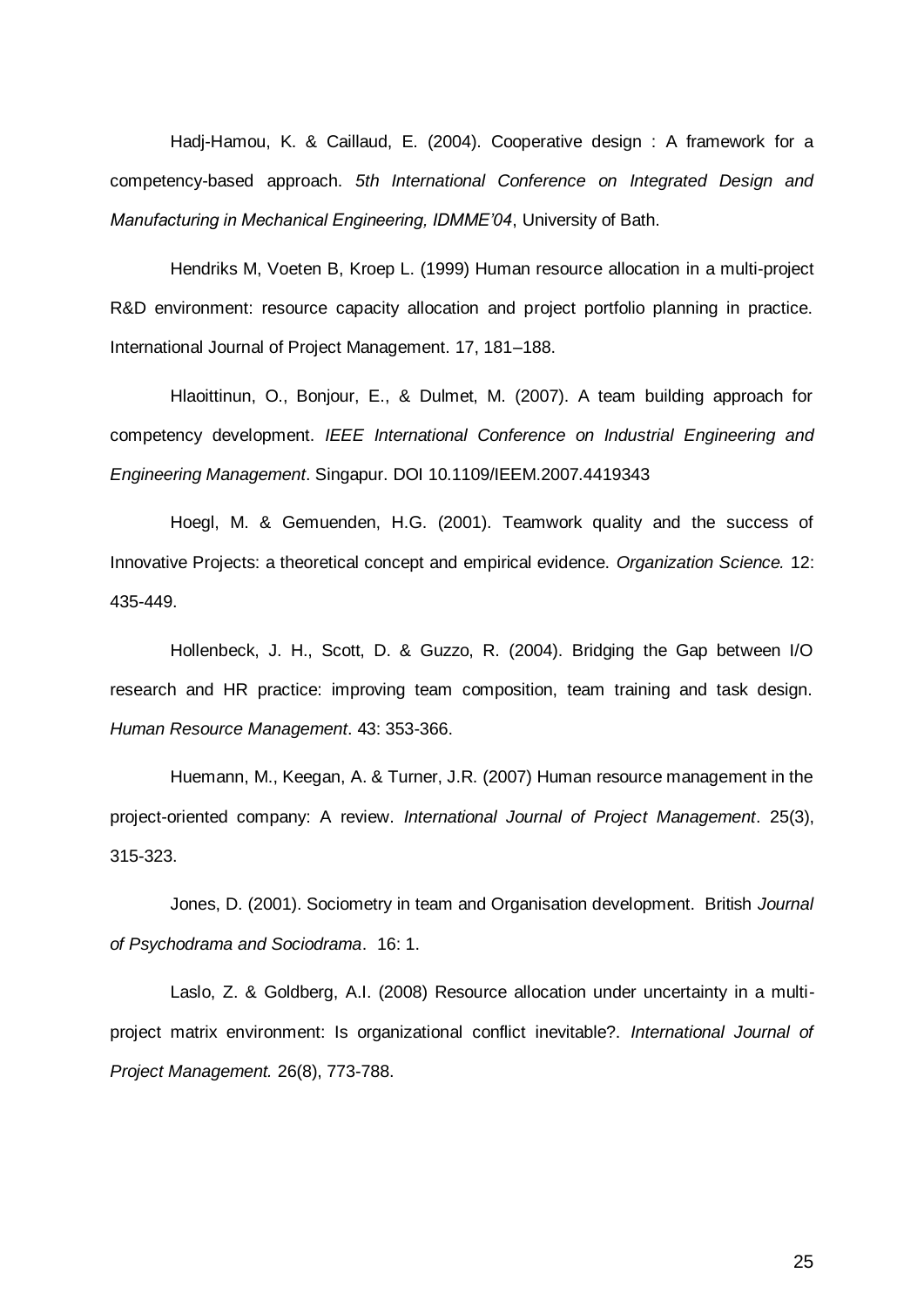Hadj-Hamou, K. & Caillaud, E. (2004). Cooperative design : A framework for a competency-based approach. *5th International Conference on Integrated Design and Manufacturing in Mechanical Engineering, IDMME'04*, University of Bath.

Hendriks M, Voeten B, Kroep L. (1999) Human resource allocation in a multi-project R&D environment: resource capacity allocation and project portfolio planning in practice. International Journal of Project Management. 17, 181–188.

Hlaoittinun, O., Bonjour, E., & Dulmet, M. (2007). A team building approach for competency development. *IEEE International Conference on Industrial Engineering and Engineering Management*. Singapur. DOI 10.1109/IEEM.2007.4419343

Hoegl, M. & Gemuenden, H.G. (2001). Teamwork quality and the success of Innovative Projects: a theoretical concept and empirical evidence. *Organization Science.* 12: 435-449.

Hollenbeck, J. H., Scott, D. & Guzzo, R. (2004). Bridging the Gap between I/O research and HR practice: improving team composition, team training and task design. *Human Resource Management*. 43: 353-366.

Huemann, M., Keegan, A. & Turner, J.R. (2007) Human resource management in the project-oriented company: A review. *International Journal of Project Management*. 25(3), 315-323.

Jones, D. (2001). Sociometry in team and Organisation development. British *Journal of Psychodrama and Sociodrama*. 16: 1.

Laslo, Z. & Goldberg, A.I. (2008) Resource allocation under uncertainty in a multi-project matrix environment: Is organizational conflict inevitable?. *International Journal of Project Management.* 26(8), 773-788.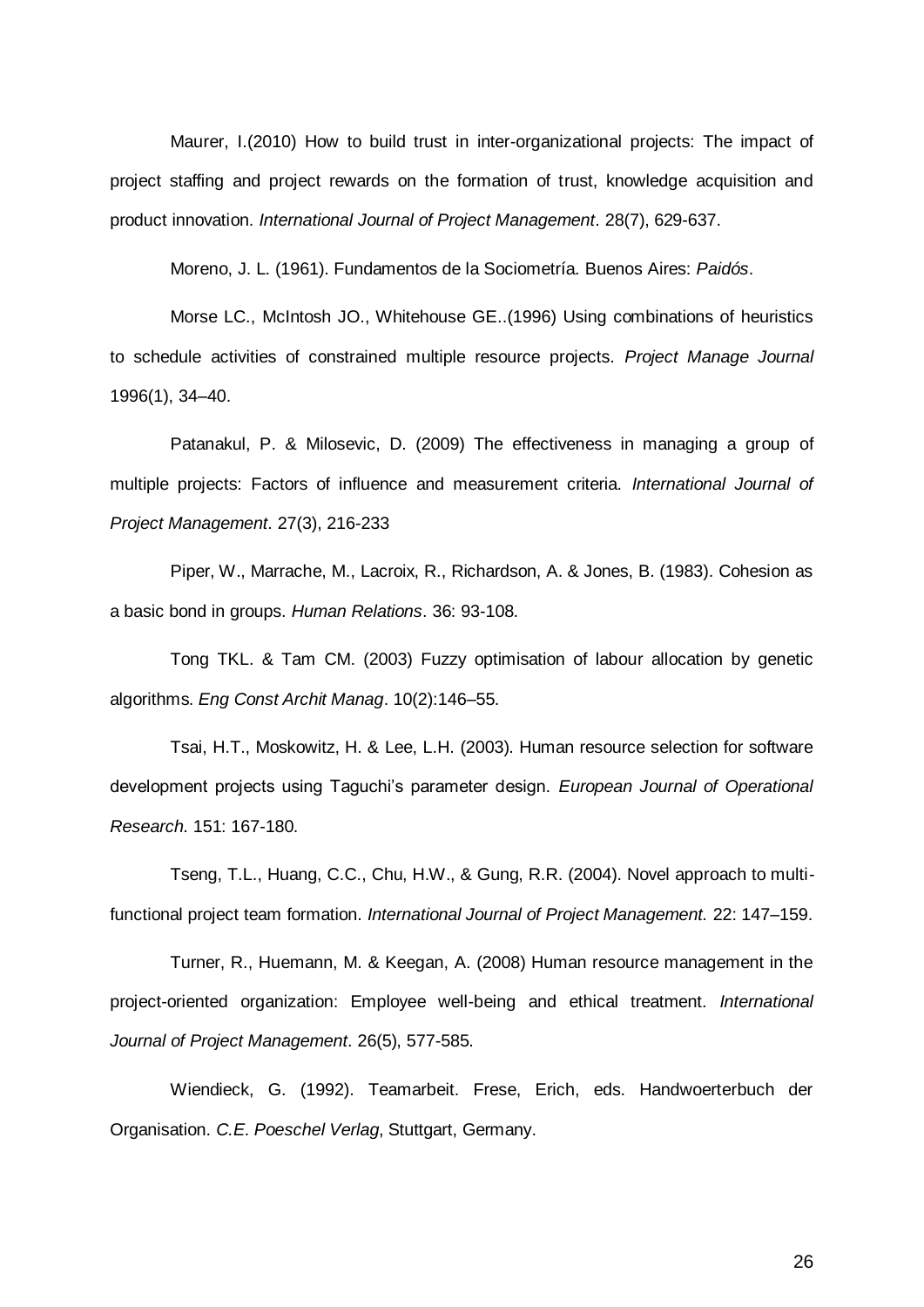Maurer, I.(2010) How to build trust in inter-organizational projects: The impact of project staffing and project rewards on the formation of trust, knowledge acquisition and product innovation. *International Journal of Project Management*. 28(7), 629-637.

Moreno, J. L. (1961). Fundamentos de la Sociometría. Buenos Aires: *Paidós*.

Morse LC., McIntosh JO., Whitehouse GE..(1996) Using combinations of heuristics to schedule activities of constrained multiple resource projects. *Project Manage Journal* 1996(1), 34–40.

Patanakul, P. & Milosevic, D. (2009) The effectiveness in managing a group of multiple projects: Factors of influence and measurement criteria. *International Journal of Project Management*. 27(3), 216-233

Piper, W., Marrache, M., Lacroix, R., Richardson, A. & Jones, B. (1983). Cohesion as a basic bond in groups. *Human Relations*. 36: 93-108.

Tong TKL. & Tam CM. (2003) Fuzzy optimisation of labour allocation by genetic algorithms. *Eng Const Archit Manag*. 10(2):146–55.

Tsai, H.T., Moskowitz, H. & Lee, L.H. (2003). Human resource selection for software development projects using Taguchi's parameter design. *European Journal of Operational Research*. 151: 167-180.

Tseng, T.L., Huang, C.C., Chu, H.W., & Gung, R.R. (2004). Novel approach to multi-functional project team formation. *International Journal of Project Management.* 22: 147–159.

Turner, R., Huemann, M. & Keegan, A. (2008) Human resource management in the project-oriented organization: Employee well-being and ethical treatment. *International Journal of Project Management*. 26(5), 577-585.

Wiendieck, G. (1992). Teamarbeit. Frese, Erich, eds. Handwoerterbuch der Organisation. *C.E. Poeschel Verlag*, Stuttgart, Germany.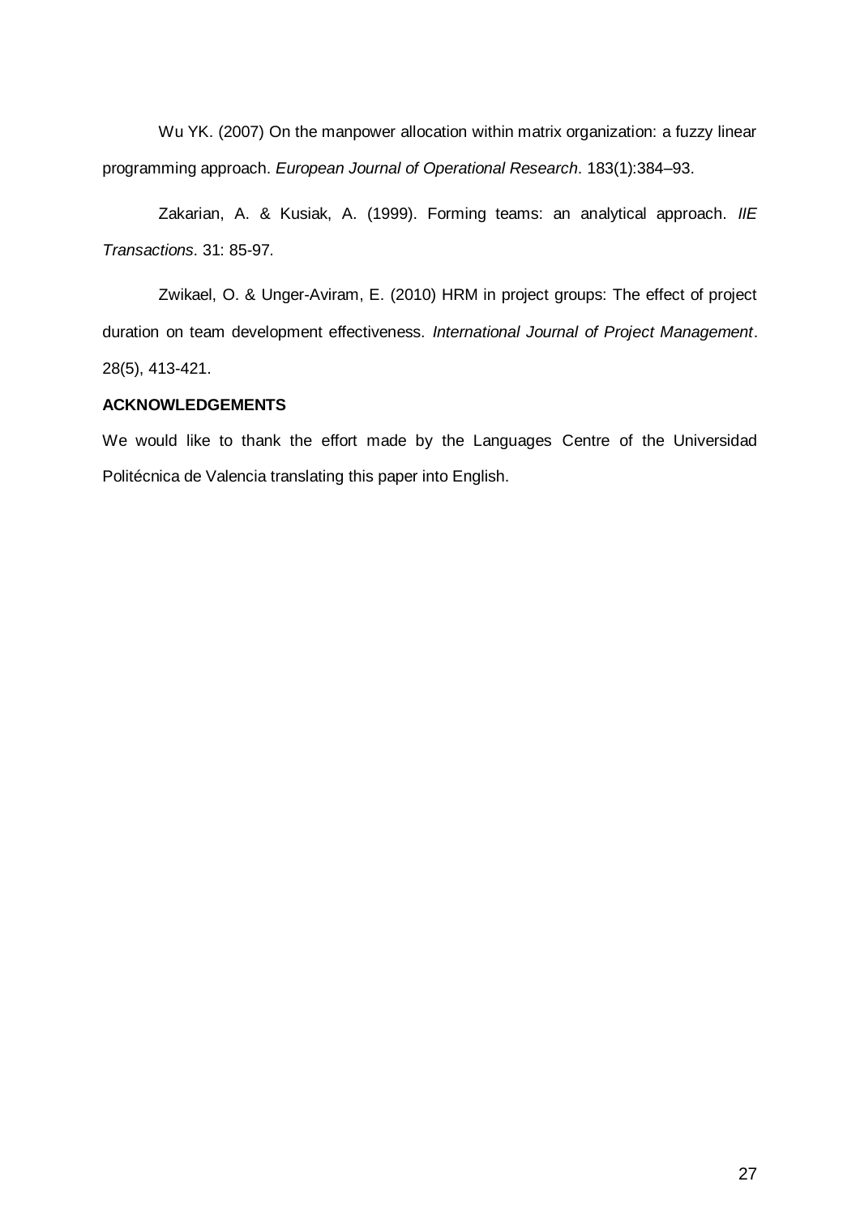Wu YK. (2007) On the manpower allocation within matrix organization: a fuzzy linear programming approach. *European Journal of Operational Research*. 183(1):384–93.

Zakarian, A. & Kusiak, A. (1999). Forming teams: an analytical approach. *IIE Transactions*. 31: 85-97.

Zwikael, O. & Unger-Aviram, E. (2010) HRM in project groups: The effect of project duration on team development effectiveness. *International Journal of Project Management*. 28(5), 413-421.

**ACKNOWLEDGEMENTS**

We would like to thank the effort made by the Languages Centre of the Universidad Politécnica de Valencia translating this paper into English.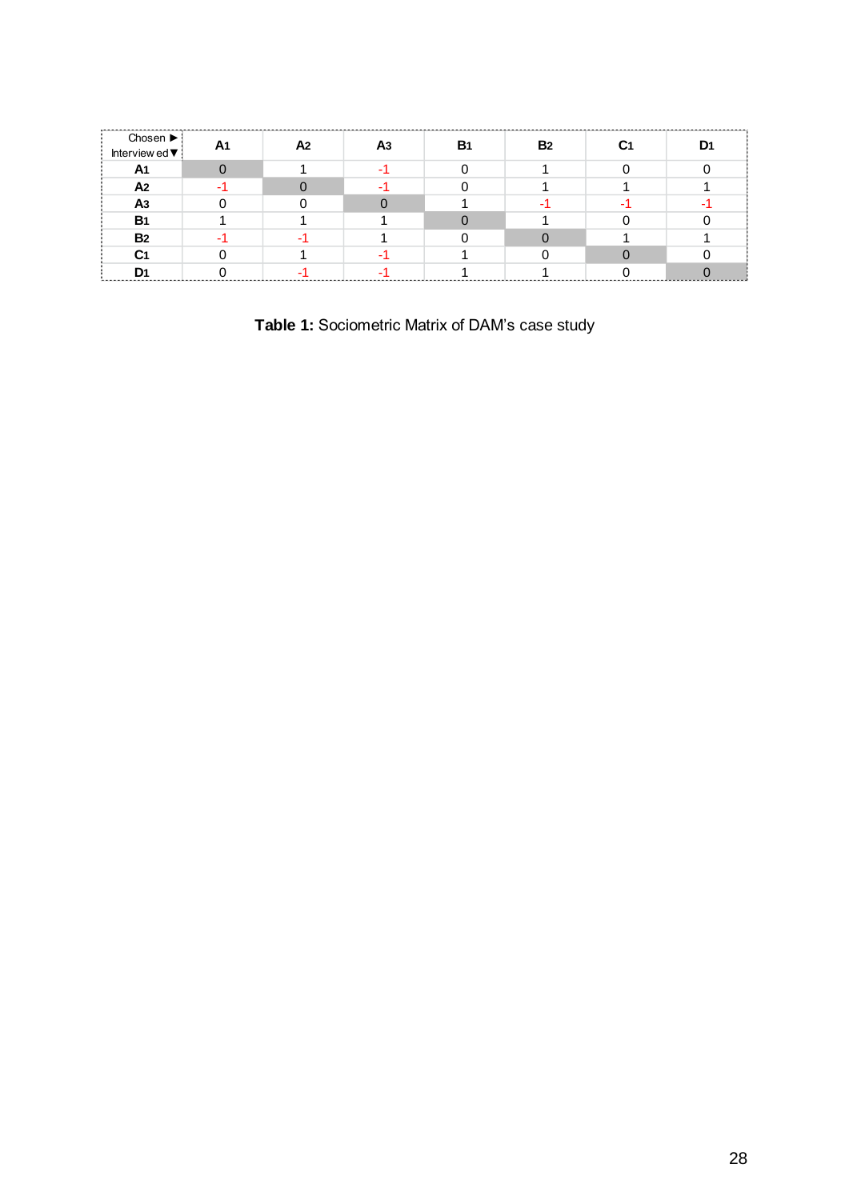| Chosen ▶ Interviewed ▼ | $A_1$ | $A_2$ | $A_3$ | $B_1$ | $B_2$ | $C_1$ | $D_1$ |
|---|---|---|---|---|---|---|---|
| $A_1$ | 0 | 1 | -1 | 0 | 1 | 0 | 0 |
| $A_2$ | -1 | 0 | -1 | 0 | 1 | 1 | 1 |
| $A_3$ | 0 | 0 | 0 | 1 | -1 | -1 | -1 |
| $B_1$ | 1 | 1 | 1 | 0 | 1 | 0 | 0 |
| $B_2$ | -1 | -1 | 1 | 0 | 0 | 1 | 1 |
| $C_1$ | 0 | 1 | -1 | 1 | 0 | 0 | 0 |
| $D_1$ | 0 | -1 | -1 | 1 | 1 | 0 | 0 |

**Table 1:** Sociometric Matrix of DAM's case study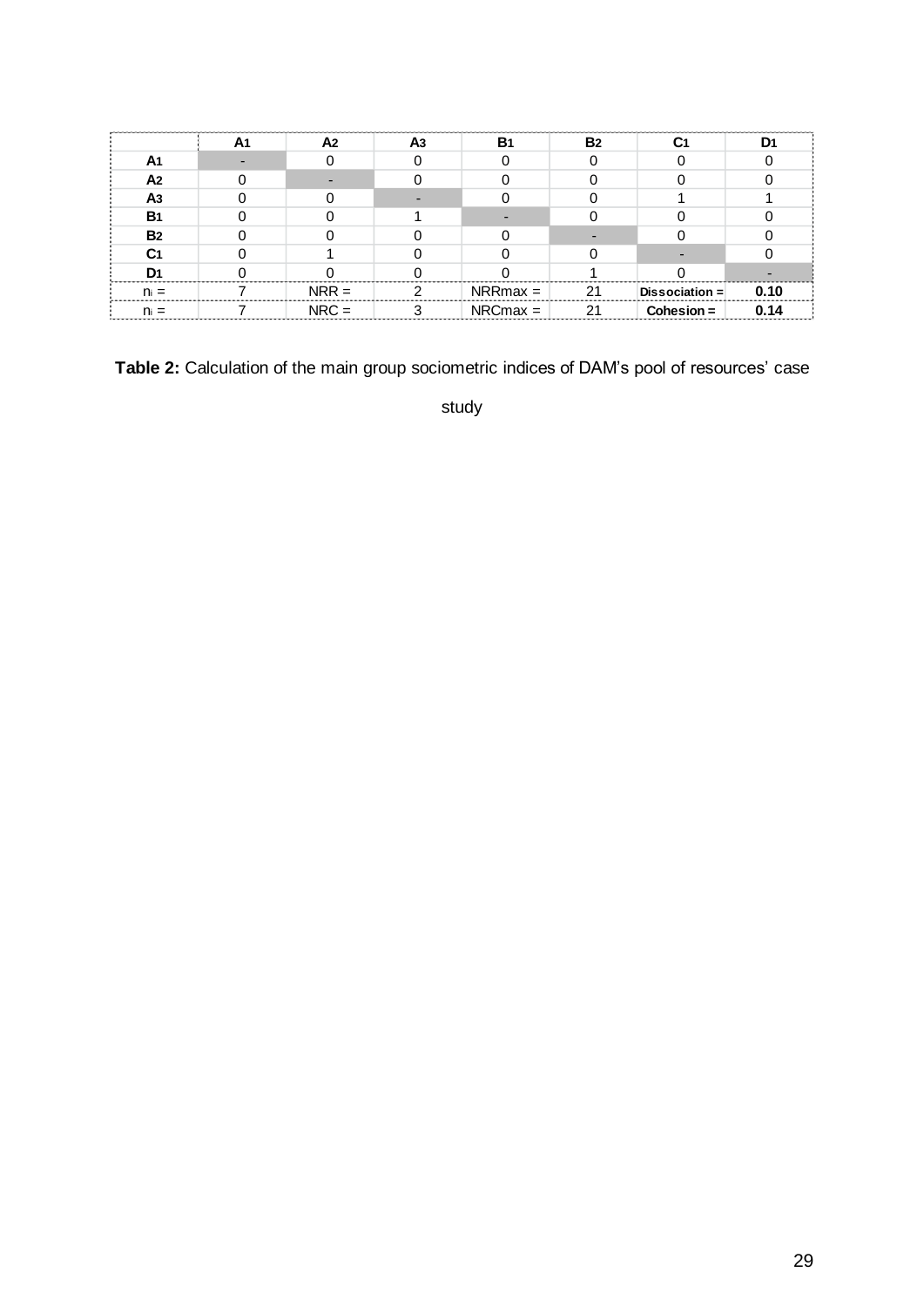| | $A_1$ | $A_2$ | $A_3$ | $B_1$ | $B_2$ | $C_1$ | $D_1$ |
|---|---|---|---|---|---|---|---|
| **$A_1$** | - | 0 | 0 | 0 | 0 | 0 | 0 |
| **$A_2$** | 0 | - | 0 | 0 | 0 | 0 | 0 |
| **$A_3$** | 0 | 0 | - | 0 | 0 | 1 | 1 |
| **$B_1$** | 0 | 0 | 1 | - | 0 | 0 | 0 |
| **$B_2$** | 0 | 0 | 0 | 0 | - | 0 | 0 |
| **$C_1$** | 0 | 1 | 0 | 0 | 0 | - | 0 |
| **$D_1$** | 0 | 0 | 0 | 0 | 1 | 0 | - |
| $n_i$ = | 7 | NRR = | 2 | NRRmax = | 21 | **Dissociation =** | **0.10** |
| $n_i$ = | 7 | NRC = | 3 | NRCmax = | 21 | **Cohesion =** | **0.14** |

**Table 2:** Calculation of the main group sociometric indices of DAM's pool of resources' case study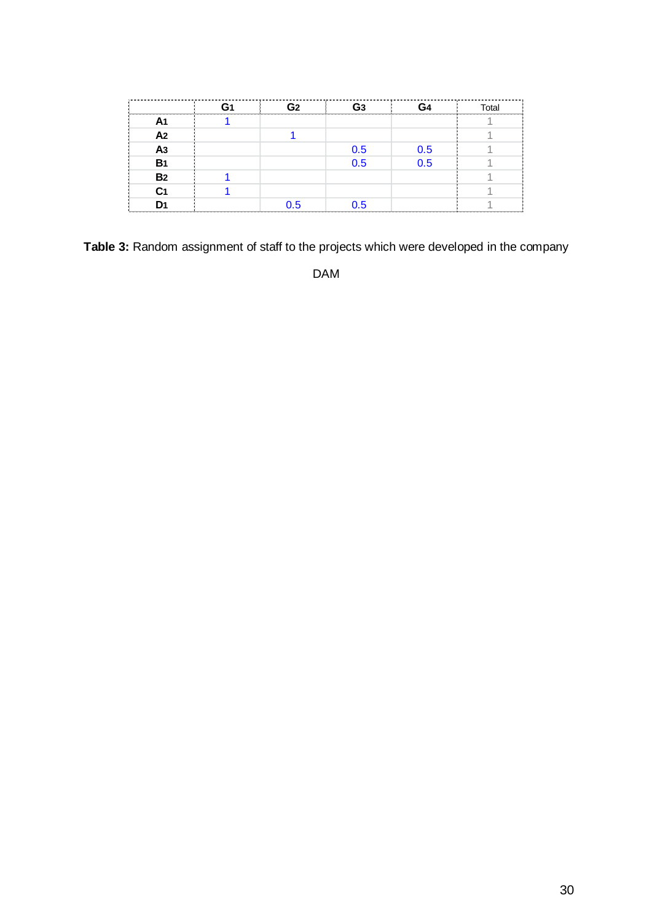| | $G_1$ | $G_2$ | $G_3$ | $G_4$ | Total |
|---|---|---|---|---|---|
| $A_1$ | 1 | | | | 1 |
| $A_2$ | | 1 | | | 1 |
| $A_3$ | | | 0.5 | 0.5 | 1 |
| $B_1$ | | | 0.5 | 0.5 | 1 |
| $B_2$ | 1 | | | | 1 |
| $C_1$ | 1 | | | | 1 |
| $D_1$ | | 0.5 | 0.5 | | 1 |

**Table 3:** Random assignment of staff to the projects which were developed in the company DAM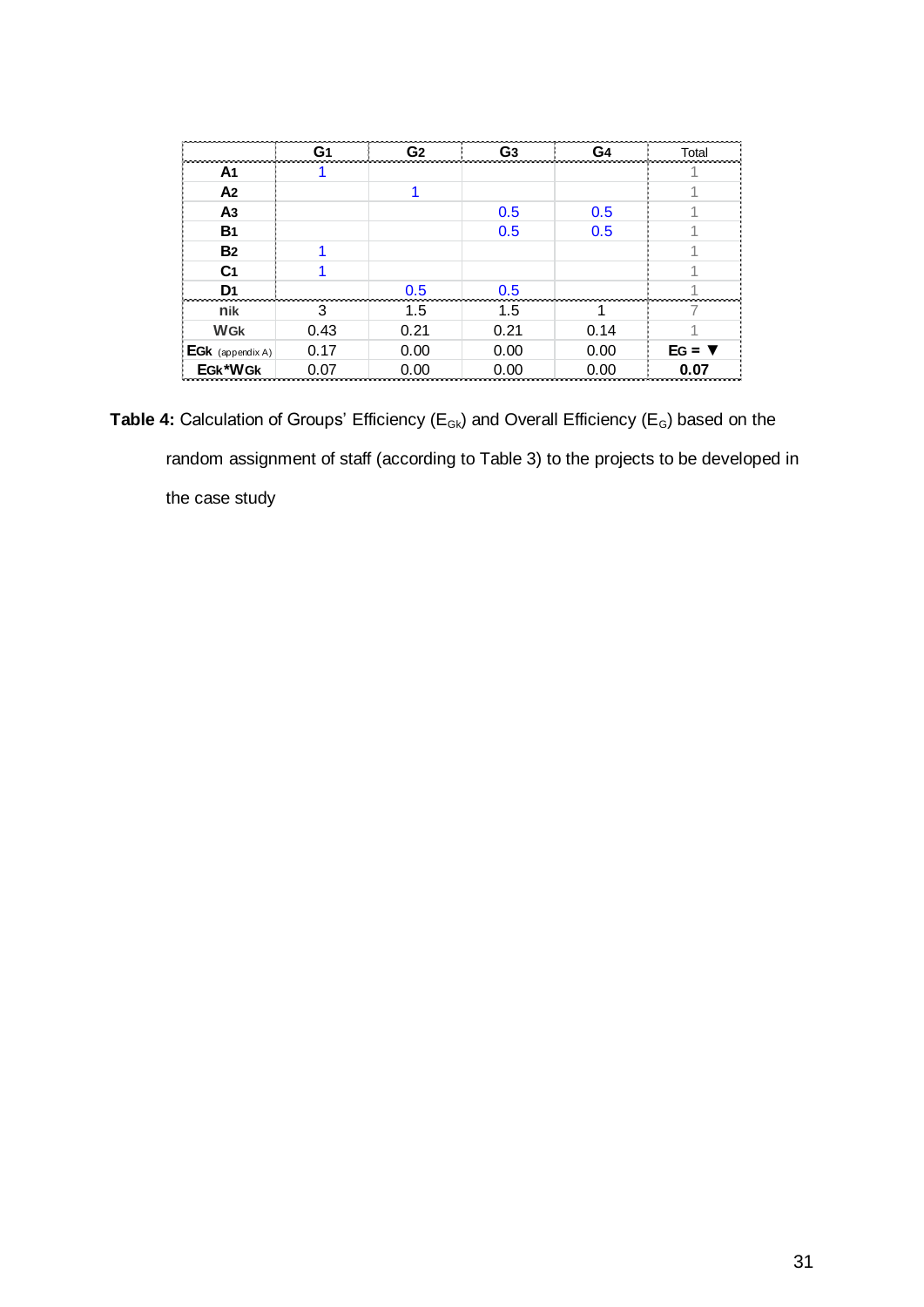|  | $G_1$ | $G_2$ | $G_3$ | $G_4$ | Total |
|---|---|---|---|---|---|
| $A_1$ | 1 |  |  |  | 1 |
| $A_2$ |  | 1 |  |  | 1 |
| $A_3$ |  |  | 0.5 | 0.5 | 1 |
| $B_1$ |  |  | 0.5 | 0.5 | 1 |
| $B_2$ | 1 |  |  |  | 1 |
| $C_1$ | 1 |  |  |  | 1 |
| $D_1$ |  | 0.5 | 0.5 |  | 1 |
| $n_{ik}$ | 3 | 1.5 | 1.5 | 1 | 7 |
| $W_{Gk}$ | 0.43 | 0.21 | 0.21 | 0.14 | 1 |
| $E_{Gk}$ (appendix A) | 0.17 | 0.00 | 0.00 | 0.00 | $E_G$ = ▼ |
| $E_{Gk}*W_{Gk}$ | 0.07 | 0.00 | 0.00 | 0.00 | **0.07** |

**Table 4:** Calculation of Groups' Efficiency ($E_{Gk}$) and Overall Efficiency ($E_G$) based on the random assignment of staff (according to Table 3) to the projects to be developed in the case study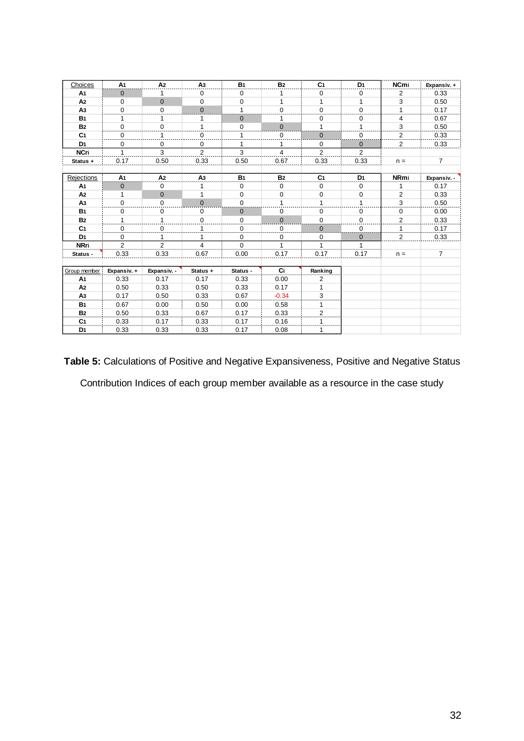| Choices | $A_1$ | $A_2$ | $A_3$ | $B_1$ | $B_2$ | $C_1$ | $D_1$ | $NC_{mi}$ | Expansiv. + |
|---|---|---|---|---|---|---|---|---|---|
| $A_1$ | 0 | 1 | 0 | 0 | 1 | 0 | 0 | 2 | 0.33 |
| $A_2$ | 0 | 0 | 0 | 0 | 1 | 1 | 1 | 3 | 0.50 |
| $A_3$ | 0 | 0 | 0 | 1 | 0 | 0 | 0 | 1 | 0.17 |
| $B_1$ | 1 | 1 | 1 | 0 | 1 | 0 | 0 | 4 | 0.67 |
| $B_2$ | 0 | 0 | 1 | 0 | 0 | 1 | 1 | 3 | 0.50 |
| $C_1$ | 0 | 1 | 0 | 1 | 0 | 0 | 0 | 2 | 0.33 |
| $D_1$ | 0 | 0 | 0 | 1 | 1 | 0 | 0 | 2 | 0.33 |
| $NC_{ri}$ | 1 | 3 | 2 | 3 | 4 | 2 | 2 | | |
| Status + | 0.17 | 0.50 | 0.33 | 0.50 | 0.67 | 0.33 | 0.33 | n = | 7 |

| Rejections | $A_1$ | $A_2$ | $A_3$ | $B_1$ | $B_2$ | $C_1$ | $D_1$ | $NR_{mi}$ | Expansiv. - |
|---|---|---|---|---|---|---|---|---|---|
| $A_1$ | 0 | 0 | 1 | 0 | 0 | 0 | 0 | 1 | 0.17 |
| $A_2$ | 1 | 0 | 1 | 0 | 0 | 0 | 0 | 2 | 0.33 |
| $A_3$ | 0 | 0 | 0 | 0 | 1 | 1 | 1 | 3 | 0.50 |
| $B_1$ | 0 | 0 | 0 | 0 | 0 | 0 | 0 | 0 | 0.00 |
| $B_2$ | 1 | 1 | 0 | 0 | 0 | 0 | 0 | 2 | 0.33 |
| $C_1$ | 0 | 0 | 1 | 0 | 0 | 0 | 0 | 1 | 0.17 |
| $D_1$ | 0 | 1 | 1 | 0 | 0 | 0 | 0 | 2 | 0.33 |
| $NR_{ri}$ | 2 | 2 | 4 | 0 | 1 | 1 | 1 | | |
| Status - | 0.33 | 0.33 | 0.67 | 0.00 | 0.17 | 0.17 | 0.17 | n = | 7 |

| Group member | Expansiv. + | Expansiv. - | Status + | Status - | $C_i$ | Ranking |
|---|---|---|---|---|---|---|
| $A_1$ | 0.33 | 0.17 | 0.17 | 0.33 | 0.00 | 2 |
| $A_2$ | 0.50 | 0.33 | 0.50 | 0.33 | 0.17 | 1 |
| $A_3$ | 0.17 | 0.50 | 0.33 | 0.67 | -0.34 | 3 |
| $B_1$ | 0.67 | 0.00 | 0.50 | 0.00 | 0.58 | 1 |
| $B_2$ | 0.50 | 0.33 | 0.67 | 0.17 | 0.33 | 2 |
| $C_1$ | 0.33 | 0.17 | 0.33 | 0.17 | 0.16 | 1 |
| $D_1$ | 0.33 | 0.33 | 0.33 | 0.17 | 0.08 | 1 |

**Table 5:** Calculations of Positive and Negative Expansiveness, Positive and Negative Status Contribution Indices of each group member available as a resource in the case study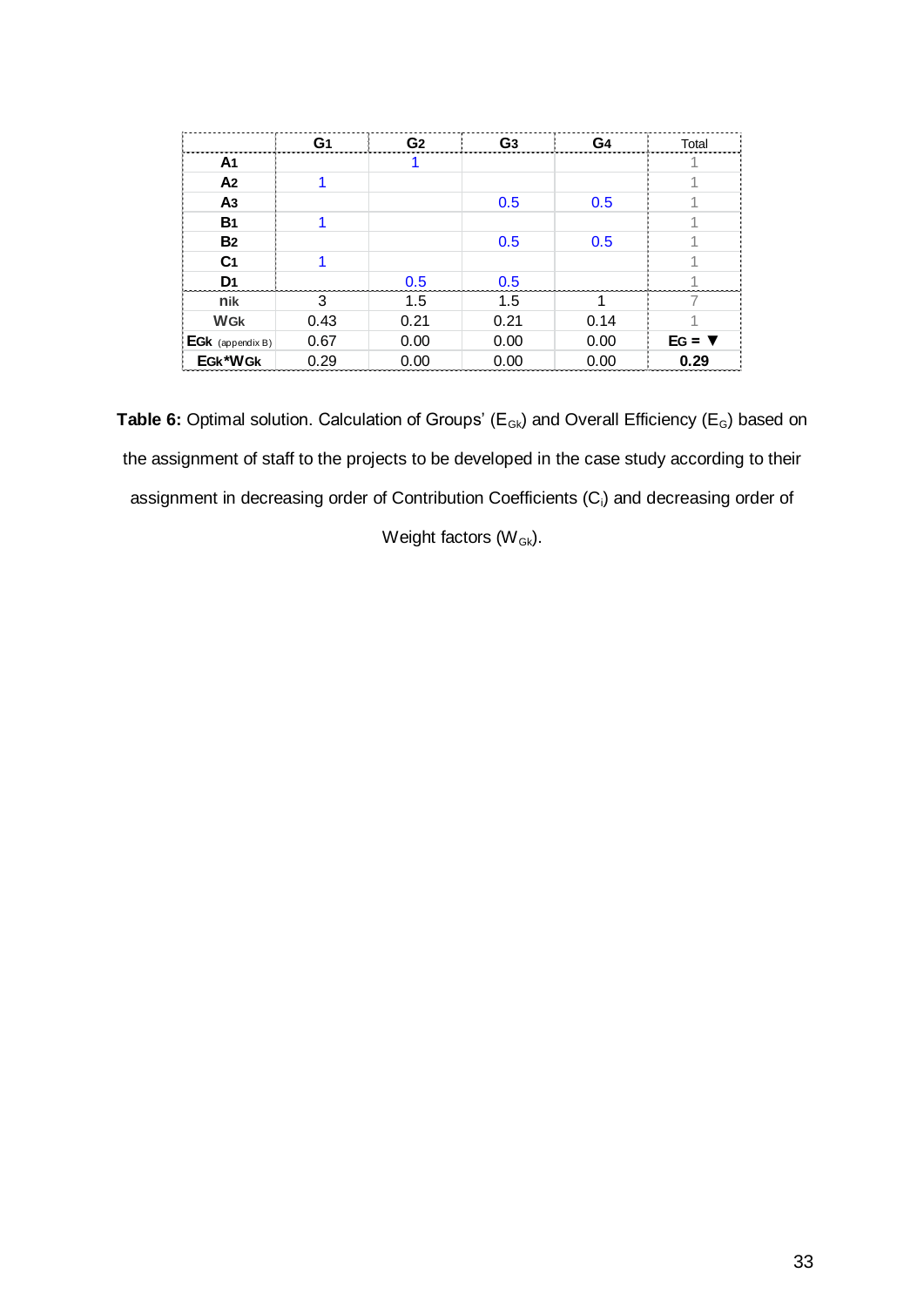| | $G_1$ | $G_2$ | $G_3$ | $G_4$ | Total |
|---|---|---|---|---|---|
| $A_1$ | | 1 | | | 1 |
| $A_2$ | 1 | | | | 1 |
| $A_3$ | | | 0.5 | 0.5 | 1 |
| $B_1$ | 1 | | | | 1 |
| $B_2$ | | | 0.5 | 0.5 | 1 |
| $C_1$ | 1 | | | | 1 |
| $D_1$ | | 0.5 | 0.5 | | 1 |
| $n_{ik}$ | 3 | 1.5 | 1.5 | 1 | 7 |
| $W_{Gk}$ | 0.43 | 0.21 | 0.21 | 0.14 | 1 |
| $E_{Gk}$ (appendix B) | 0.67 | 0.00 | 0.00 | 0.00 | $E_G$ = ▼ |
| $E_{Gk}$*$W_{Gk}$ | 0.29 | 0.00 | 0.00 | 0.00 | **0.29** |

**Table 6:** Optimal solution. Calculation of Groups' ($E_{Gk}$) and Overall Efficiency ($E_G$) based on the assignment of staff to the projects to be developed in the case study according to their assignment in decreasing order of Contribution Coefficients ($C_i$) and decreasing order of Weight factors ($W_{Gk}$).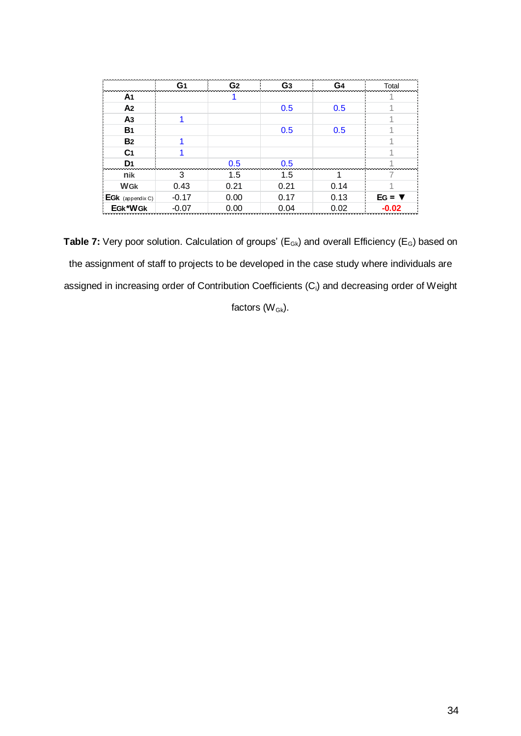| | $G_1$ | $G_2$ | $G_3$ | $G_4$ | Total |
|---|---|---|---|---|---|
| $A_1$ | | 1 | | | 1 |
| $A_2$ | | | 0.5 | 0.5 | 1 |
| $A_3$ | 1 | | | | 1 |
| $B_1$ | | | 0.5 | 0.5 | 1 |
| $B_2$ | 1 | | | | 1 |
| $C_1$ | 1 | | | | 1 |
| $D_1$ | | 0.5 | 0.5 | | 1 |
| $n_{ik}$ | 3 | 1.5 | 1.5 | 1 | 7 |
| $W_{Gk}$ | 0.43 | 0.21 | 0.21 | 0.14 | 1 |
| $E_{Gk}$ (appendix C) | -0.17 | 0.00 | 0.17 | 0.13 | $E_G$ = ▼ |
| $E_{Gk}$*$W_{Gk}$ | -0.07 | 0.00 | 0.04 | 0.02 | **-0.02** |

**Table 7:** Very poor solution. Calculation of groups' ($E_{Gk}$) and overall Efficiency ($E_G$) based on the assignment of staff to projects to be developed in the case study where individuals are assigned in increasing order of Contribution Coefficients ($C_i$) and decreasing order of Weight factors ($W_{Gk}$).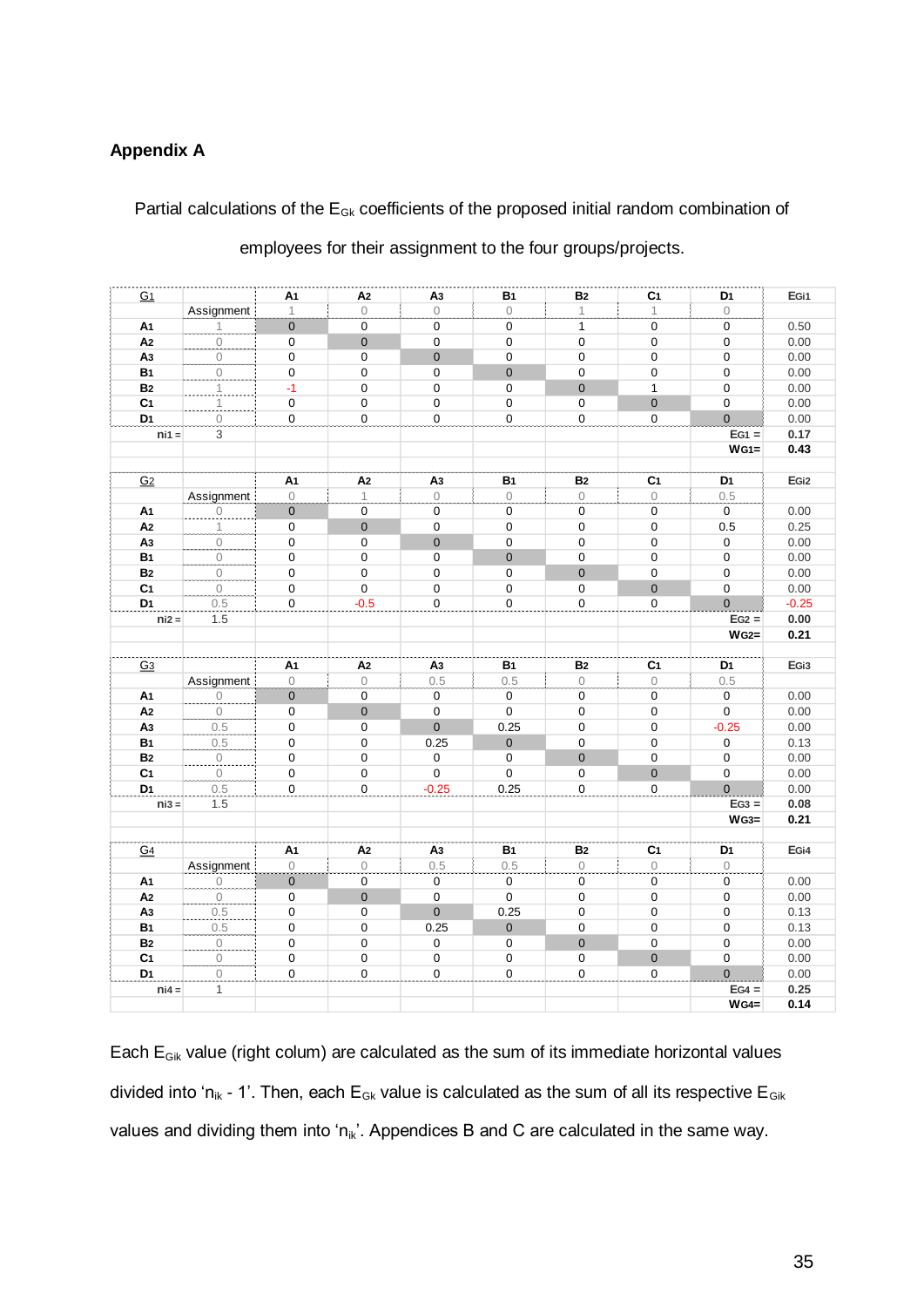## Appendix A

Partial calculations of the $E_{Gk}$ coefficients of the proposed initial random combination of employees for their assignment to the four groups/projects.

| G1 | | A1 | A2 | A3 | B1 | B2 | C1 | D1 | EGi1 |
|---|---|---|---|---|---|---|---|---|---|
| | Assignment | 1 | 0 | 0 | 0 | 1 | 1 | 0 | |
| A1 | 1 | 0 | 0 | 0 | 0 | 1 | 0 | 0 | 0.50 |
| A2 | 0 | 0 | 0 | 0 | 0 | 0 | 0 | 0 | 0.00 |
| A3 | 0 | 0 | 0 | 0 | 0 | 0 | 0 | 0 | 0.00 |
| B1 | 0 | 0 | 0 | 0 | 0 | 0 | 0 | 0 | 0.00 |
| B2 | 1 | -1 | 0 | 0 | 0 | 0 | 1 | 0 | 0.00 |
| C1 | 1 | 0 | 0 | 0 | 0 | 0 | 0 | 0 | 0.00 |
| D1 | 0 | 0 | 0 | 0 | 0 | 0 | 0 | 0 | 0.00 |
| ni1 = | 3 | | | | | | | EG1 = | 0.17 |
| | | | | | | | | WG1= | 0.43 |

| G2 | | A1 | A2 | A3 | B1 | B2 | C1 | D1 | EGi2 |
|---|---|---|---|---|---|---|---|---|---|
| | Assignment | 0 | 1 | 0 | 0 | 0 | 0 | 0.5 | |
| A1 | 0 | 0 | 0 | 0 | 0 | 0 | 0 | 0 | 0.00 |
| A2 | 1 | 0 | 0 | 0 | 0 | 0 | 0 | 0.5 | 0.25 |
| A3 | 0 | 0 | 0 | 0 | 0 | 0 | 0 | 0 | 0.00 |
| B1 | 0 | 0 | 0 | 0 | 0 | 0 | 0 | 0 | 0.00 |
| B2 | 0 | 0 | 0 | 0 | 0 | 0 | 0 | 0 | 0.00 |
| C1 | 0 | 0 | 0 | 0 | 0 | 0 | 0 | 0 | 0.00 |
| D1 | 0.5 | 0 | -0.5 | 0 | 0 | 0 | 0 | 0 | -0.25 |
| ni2 = | 1.5 | | | | | | | EG2 = | 0.00 |
| | | | | | | | | WG2= | 0.21 |

| G3 | | A1 | A2 | A3 | B1 | B2 | C1 | D1 | EGi3 |
|---|---|---|---|---|---|---|---|---|---|
| | Assignment | 0 | 0 | 0.5 | 0.5 | 0 | 0 | 0.5 | |
| A1 | 0 | 0 | 0 | 0 | 0 | 0 | 0 | 0 | 0.00 |
| A2 | 0 | 0 | 0 | 0 | 0 | 0 | 0 | 0 | 0.00 |
| A3 | 0.5 | 0 | 0 | 0 | 0.25 | 0 | 0 | -0.25 | 0.00 |
| B1 | 0.5 | 0 | 0 | 0.25 | 0 | 0 | 0 | 0 | 0.13 |
| B2 | 0 | 0 | 0 | 0 | 0 | 0 | 0 | 0 | 0.00 |
| C1 | 0 | 0 | 0 | 0 | 0 | 0 | 0 | 0 | 0.00 |
| D1 | 0.5 | 0 | 0 | -0.25 | 0.25 | 0 | 0 | 0 | 0.00 |
| ni3 = | 1.5 | | | | | | | EG3 = | 0.08 |
| | | | | | | | | WG3= | 0.21 |

| G4 | | A1 | A2 | A3 | B1 | B2 | C1 | D1 | EGi4 |
|---|---|---|---|---|---|---|---|---|---|
| | Assignment | 0 | 0 | 0.5 | 0.5 | 0 | 0 | 0 | |
| A1 | 0 | 0 | 0 | 0 | 0 | 0 | 0 | 0 | 0.00 |
| A2 | 0 | 0 | 0 | 0 | 0 | 0 | 0 | 0 | 0.00 |
| A3 | 0.5 | 0 | 0 | 0 | 0.25 | 0 | 0 | 0 | 0.13 |
| B1 | 0.5 | 0 | 0 | 0.25 | 0 | 0 | 0 | 0 | 0.13 |
| B2 | 0 | 0 | 0 | 0 | 0 | 0 | 0 | 0 | 0.00 |
| C1 | 0 | 0 | 0 | 0 | 0 | 0 | 0 | 0 | 0.00 |
| D1 | 0 | 0 | 0 | 0 | 0 | 0 | 0 | 0 | 0.00 |
| ni4 = | 1 | | | | | | | EG4 = | 0.25 |
| | | | | | | | | WG4= | 0.14 |

Each $E_{Gik}$ value (right colum) are calculated as the sum of its immediate horizontal values divided into '$n_{ik}$ - 1'. Then, each $E_{Gk}$ value is calculated as the sum of all its respective $E_{Gik}$ values and dividing them into '$n_{ik}$'. Appendices B and C are calculated in the same way.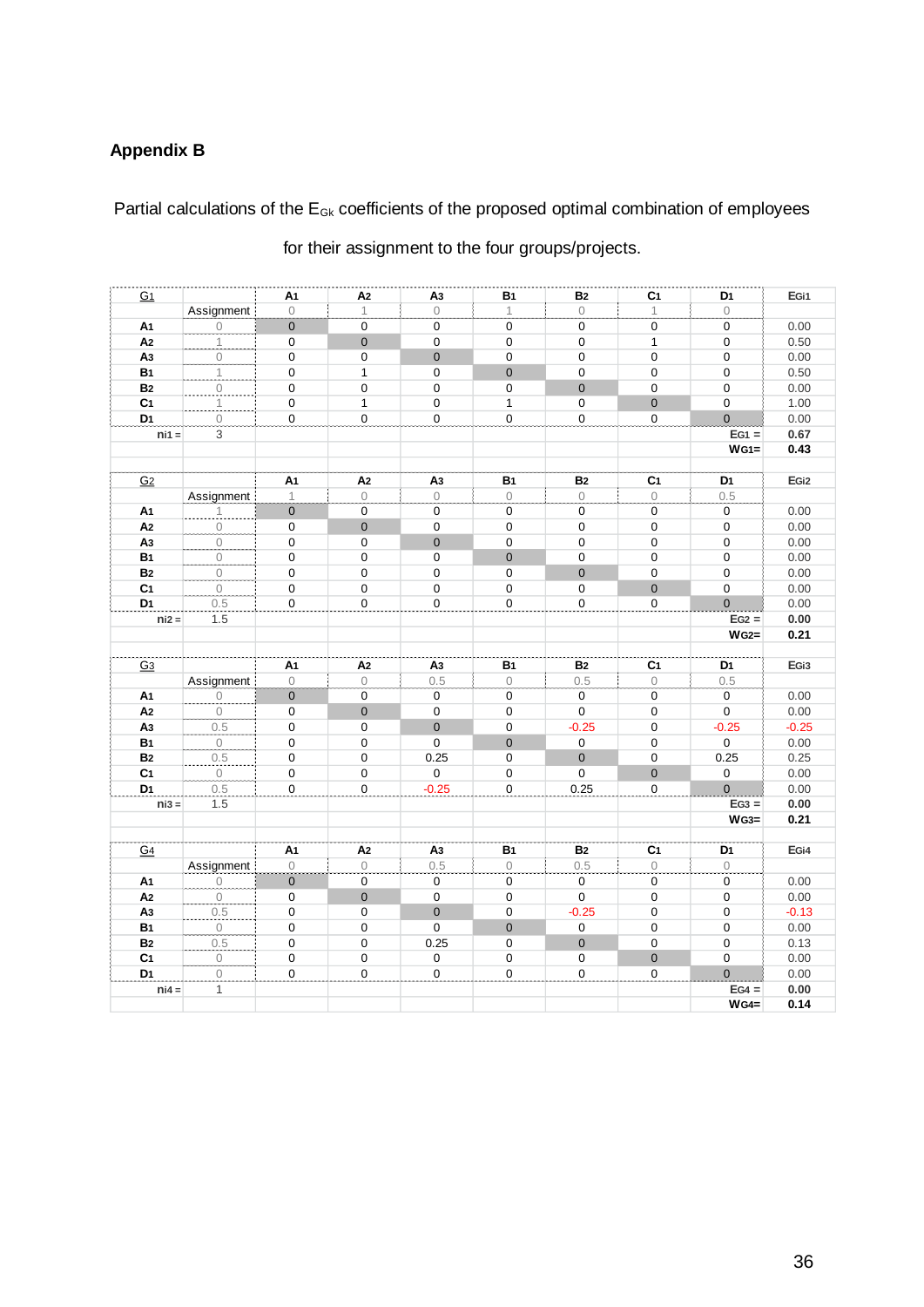## Appendix B

Partial calculations of the $E_{Gk}$ coefficients of the proposed optimal combination of employees for their assignment to the four groups/projects.

| G1 | | $A_1$ | $A_2$ | $A_3$ | $B_1$ | $B_2$ | $C_1$ | $D_1$ | $E_{Gi1}$ |
|---|---|---|---|---|---|---|---|---|---|
| | Assignment | 0 | 1 | 0 | 1 | 0 | 1 | 0 | |
| $A_1$ | 0 | 0 | 0 | 0 | 0 | 0 | 0 | 0 | 0.00 |
| $A_2$ | 1 | 0 | 0 | 0 | 0 | 0 | 1 | 0 | 0.50 |
| $A_3$ | 0 | 0 | 0 | 0 | 0 | 0 | 0 | 0 | 0.00 |
| $B_1$ | 1 | 0 | 1 | 0 | 0 | 0 | 0 | 0 | 0.50 |
| $B_2$ | 0 | 0 | 0 | 0 | 0 | 0 | 0 | 0 | 0.00 |
| $C_1$ | 1 | 0 | 1 | 0 | 1 | 0 | 0 | 0 | 1.00 |
| $D_1$ | 0 | 0 | 0 | 0 | 0 | 0 | 0 | 0 | 0.00 |
| $n_{i1}$ = | 3 | | | | | | | $E_{G1}$ = | 0.67 |
| | | | | | | | | $W_{G1}$= | 0.43 |

| G2 | | $A_1$ | $A_2$ | $A_3$ | $B_1$ | $B_2$ | $C_1$ | $D_1$ | $E_{Gi2}$ |
|---|---|---|---|---|---|---|---|---|---|
| | Assignment | 1 | 0 | 0 | 0 | 0 | 0 | 0.5 | |
| $A_1$ | 1 | 0 | 0 | 0 | 0 | 0 | 0 | 0 | 0.00 |
| $A_2$ | 0 | 0 | 0 | 0 | 0 | 0 | 0 | 0 | 0.00 |
| $A_3$ | 0 | 0 | 0 | 0 | 0 | 0 | 0 | 0 | 0.00 |
| $B_1$ | 0 | 0 | 0 | 0 | 0 | 0 | 0 | 0 | 0.00 |
| $B_2$ | 0 | 0 | 0 | 0 | 0 | 0 | 0 | 0 | 0.00 |
| $C_1$ | 0 | 0 | 0 | 0 | 0 | 0 | 0 | 0 | 0.00 |
| $D_1$ | 0.5 | 0 | 0 | 0 | 0 | 0 | 0 | 0 | 0.00 |
| $n_{i2}$ = | 1.5 | | | | | | | $E_{G2}$ = | 0.00 |
| | | | | | | | | $W_{G2}$= | 0.21 |

| G3 | | $A_1$ | $A_2$ | $A_3$ | $B_1$ | $B_2$ | $C_1$ | $D_1$ | $E_{Gi3}$ |
|---|---|---|---|---|---|---|---|---|---|
| | Assignment | 0 | 0 | 0.5 | 0 | 0.5 | 0 | 0.5 | |
| $A_1$ | 0 | 0 | 0 | 0 | 0 | 0 | 0 | 0 | 0.00 |
| $A_2$ | 0 | 0 | 0 | 0 | 0 | 0 | 0 | 0 | 0.00 |
| $A_3$ | 0.5 | 0 | 0 | 0 | 0 | -0.25 | 0 | -0.25 | -0.25 |
| $B_1$ | 0 | 0 | 0 | 0 | 0 | 0 | 0 | 0 | 0.00 |
| $B_2$ | 0.5 | 0 | 0 | 0.25 | 0 | 0 | 0 | 0.25 | 0.25 |
| $C_1$ | 0 | 0 | 0 | 0 | 0 | 0 | 0 | 0 | 0.00 |
| $D_1$ | 0.5 | 0 | 0 | -0.25 | 0 | 0.25 | 0 | 0 | 0.00 |
| $n_{i3}$ = | 1.5 | | | | | | | $E_{G3}$ = | 0.00 |
| | | | | | | | | $W_{G3}$= | 0.21 |

| G4 | | $A_1$ | $A_2$ | $A_3$ | $B_1$ | $B_2$ | $C_1$ | $D_1$ | $E_{Gi4}$ |
|---|---|---|---|---|---|---|---|---|---|
| | Assignment | 0 | 0 | 0.5 | 0 | 0.5 | 0 | 0 | |
| $A_1$ | 0 | 0 | 0 | 0 | 0 | 0 | 0 | 0 | 0.00 |
| $A_2$ | 0 | 0 | 0 | 0 | 0 | 0 | 0 | 0 | 0.00 |
| $A_3$ | 0.5 | 0 | 0 | 0 | 0 | -0.25 | 0 | 0 | -0.13 |
| $B_1$ | 0 | 0 | 0 | 0 | 0 | 0 | 0 | 0 | 0.00 |
| $B_2$ | 0.5 | 0 | 0 | 0.25 | 0 | 0 | 0 | 0 | 0.13 |
| $C_1$ | 0 | 0 | 0 | 0 | 0 | 0 | 0 | 0 | 0.00 |
| $D_1$ | 0 | 0 | 0 | 0 | 0 | 0 | 0 | 0 | 0.00 |
| $n_{i4}$ = | 1 | | | | | | | $E_{G4}$ = | 0.00 |
| | | | | | | | | $W_{G4}$= | 0.14 |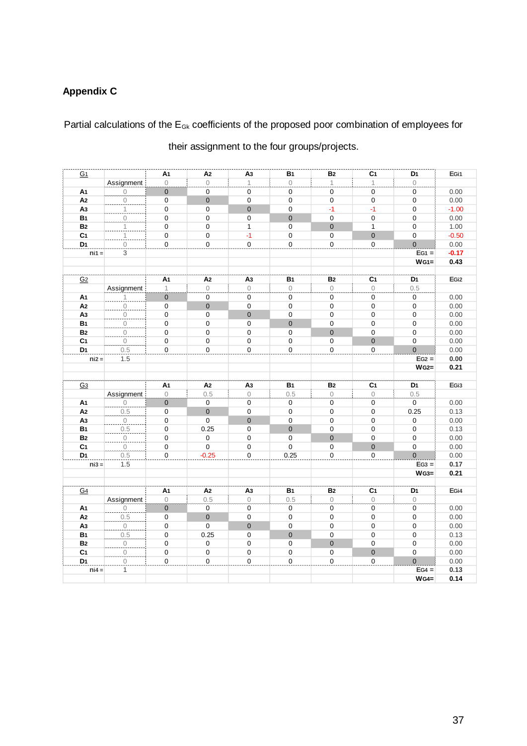## Appendix C

Partial calculations of the $E_{Gk}$ coefficients of the proposed poor combination of employees for their assignment to the four groups/projects.

| $G_1$ | | $A_1$ | $A_2$ | $A_3$ | $B_1$ | $B_2$ | $C_1$ | $D_1$ | $E_{Gi1}$ |
|---|---|---|---|---|---|---|---|---|---|
| | Assignment | 0 | 0 | 1 | 0 | 1 | 1 | 0 | |
| $A_1$ | 0 | 0 | 0 | 0 | 0 | 0 | 0 | 0 | 0.00 |
| $A_2$ | 0 | 0 | 0 | 0 | 0 | 0 | 0 | 0 | 0.00 |
| $A_3$ | 1 | 0 | 0 | 0 | 0 | -1 | -1 | 0 | -1.00 |
| $B_1$ | 0 | 0 | 0 | 0 | 0 | 0 | 0 | 0 | 0.00 |
| $B_2$ | 1 | 0 | 0 | 1 | 0 | 0 | 1 | 0 | 1.00 |
| $C_1$ | 1 | 0 | 0 | -1 | 0 | 0 | 0 | 0 | -0.50 |
| $D_1$ | 0 | 0 | 0 | 0 | 0 | 0 | 0 | 0 | 0.00 |
| $n_{i1}$ = | 3 | | | | | | | $E_{G1}$ = | -0.17 |
| | | | | | | | | $W_{G1}$= | 0.43 |

| $G_2$ | | $A_1$ | $A_2$ | $A_3$ | $B_1$ | $B_2$ | $C_1$ | $D_1$ | $E_{Gi2}$ |
|---|---|---|---|---|---|---|---|---|---|
| | Assignment | 1 | 0 | 0 | 0 | 0 | 0 | 0.5 | |
| $A_1$ | 1 | 0 | 0 | 0 | 0 | 0 | 0 | 0 | 0.00 |
| $A_2$ | 0 | 0 | 0 | 0 | 0 | 0 | 0 | 0 | 0.00 |
| $A_3$ | 0 | 0 | 0 | 0 | 0 | 0 | 0 | 0 | 0.00 |
| $B_1$ | 0 | 0 | 0 | 0 | 0 | 0 | 0 | 0 | 0.00 |
| $B_2$ | 0 | 0 | 0 | 0 | 0 | 0 | 0 | 0 | 0.00 |
| $C_1$ | 0 | 0 | 0 | 0 | 0 | 0 | 0 | 0 | 0.00 |
| $D_1$ | 0.5 | 0 | 0 | 0 | 0 | 0 | 0 | 0 | 0.00 |
| $n_{i2}$ = | 1.5 | | | | | | | $E_{G2}$ = | 0.00 |
| | | | | | | | | $W_{G2}$= | 0.21 |

| $G_3$ | | $A_1$ | $A_2$ | $A_3$ | $B_1$ | $B_2$ | $C_1$ | $D_1$ | $E_{Gi3}$ |
|---|---|---|---|---|---|---|---|---|---|
| | Assignment | 0 | 0.5 | 0 | 0.5 | 0 | 0 | 0.5 | |
| $A_1$ | 0 | 0 | 0 | 0 | 0 | 0 | 0 | 0 | 0.00 |
| $A_2$ | 0.5 | 0 | 0 | 0 | 0 | 0 | 0 | 0.25 | 0.13 |
| $A_3$ | 0 | 0 | 0 | 0 | 0 | 0 | 0 | 0 | 0.00 |
| $B_1$ | 0.5 | 0 | 0.25 | 0 | 0 | 0 | 0 | 0 | 0.13 |
| $B_2$ | 0 | 0 | 0 | 0 | 0 | 0 | 0 | 0 | 0.00 |
| $C_1$ | 0 | 0 | 0 | 0 | 0 | 0 | 0 | 0 | 0.00 |
| $D_1$ | 0.5 | 0 | -0.25 | 0 | 0.25 | 0 | 0 | 0 | 0.00 |
| $n_{i3}$ = | 1.5 | | | | | | | $E_{G3}$ = | 0.17 |
| | | | | | | | | $W_{G3}$= | 0.21 |

| $G_4$ | | $A_1$ | $A_2$ | $A_3$ | $B_1$ | $B_2$ | $C_1$ | $D_1$ | $E_{Gi4}$ |
|---|---|---|---|---|---|---|---|---|---|
| | Assignment | 0 | 0.5 | 0 | 0.5 | 0 | 0 | 0 | |
| $A_1$ | 0 | 0 | 0 | 0 | 0 | 0 | 0 | 0 | 0.00 |
| $A_2$ | 0.5 | 0 | 0 | 0 | 0 | 0 | 0 | 0 | 0.00 |
| $A_3$ | 0 | 0 | 0 | 0 | 0 | 0 | 0 | 0 | 0.00 |
| $B_1$ | 0.5 | 0 | 0.25 | 0 | 0 | 0 | 0 | 0 | 0.13 |
| $B_2$ | 0 | 0 | 0 | 0 | 0 | 0 | 0 | 0 | 0.00 |
| $C_1$ | 0 | 0 | 0 | 0 | 0 | 0 | 0 | 0 | 0.00 |
| $D_1$ | 0 | 0 | 0 | 0 | 0 | 0 | 0 | 0 | 0.00 |
| $n_{i4}$ = | 1 | | | | | | | $E_{G4}$ = | 0.13 |
| | | | | | | | | $W_{G4}$= | 0.14 |